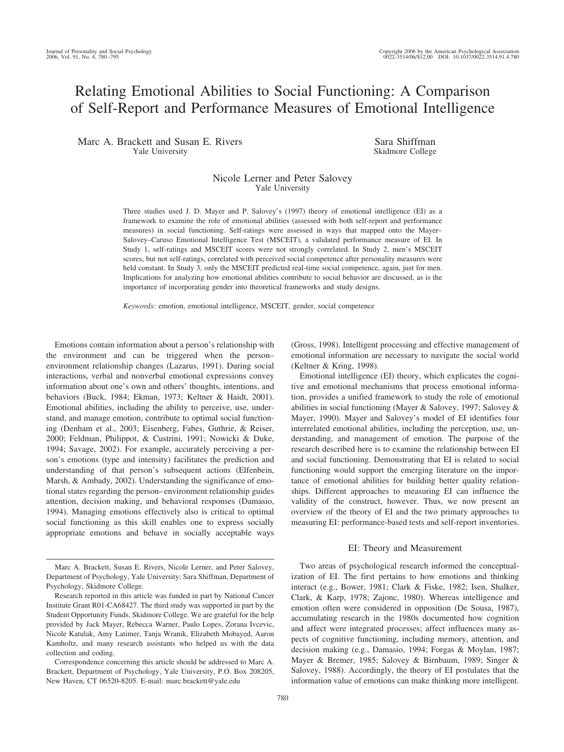# Relating Emotional Abilities to Social Functioning: A Comparison of Self-Report and Performance Measures of Emotional Intelligence

Marc A. Brackett and Susan E. Rivers
Yale University

Sara Shiffman
Skidmore College

Nicole Lerner and Peter Salovey
Yale University

Three studies used J. D. Mayer and P. Salovey's (1997) theory of emotional intelligence (EI) as a framework to examine the role of emotional abilities (assessed with both self-report and performance measures) in social functioning. Self-ratings were assessed in ways that mapped onto the Mayer–Salovey–Caruso Emotional Intelligence Test (MSCEIT), a validated performance measure of EI. In Study 1, self-ratings and MSCEIT scores were not strongly correlated. In Study 2, men's MSCEIT scores, but not self-ratings, correlated with perceived social competence after personality measures were held constant. In Study 3, only the MSCEIT predicted real-time social competence, again, just for men. Implications for analyzing how emotional abilities contribute to social behavior are discussed, as is the importance of incorporating gender into theoretical frameworks and study designs.

*Keywords:* emotion, emotional intelligence, MSCEIT, gender, social competence

Emotions contain information about a person's relationship with the environment and can be triggered when the person–environment relationship changes (Lazarus, 1991). During social interactions, verbal and nonverbal emotional expressions convey information about one's own and others' thoughts, intentions, and behaviors (Buck, 1984; Ekman, 1973; Keltner & Haidt, 2001). Emotional abilities, including the ability to perceive, use, understand, and manage emotion, contribute to optimal social functioning (Denham et al., 2003; Eisenberg, Fabes, Guthrie, & Reiser, 2000; Feldman, Philippot, & Custrini, 1991; Nowicki & Duke, 1994; Savage, 2002). For example, accurately perceiving a person's emotions (type and intensity) facilitates the prediction and understanding of that person's subsequent actions (Elfenbein, Marsh, & Ambady, 2002). Understanding the significance of emotional states regarding the person–environment relationship guides attention, decision making, and behavioral responses (Damasio, 1994). Managing emotions effectively also is critical to optimal social functioning as this skill enables one to express socially appropriate emotions and behave in socially acceptable ways (Gross, 1998). Intelligent processing and effective management of emotional information are necessary to navigate the social world (Keltner & Kring, 1998).

Emotional intelligence (EI) theory, which explicates the cognitive and emotional mechanisms that process emotional information, provides a unified framework to study the role of emotional abilities in social functioning (Mayer & Salovey, 1997; Salovey & Mayer, 1990). Mayer and Salovey's model of EI identifies four interrelated emotional abilities, including the perception, use, understanding, and management of emotion. The purpose of the research described here is to examine the relationship between EI and social functioning. Demonstrating that EI is related to social functioning would support the emerging literature on the importance of emotional abilities for building better quality relationships. Different approaches to measuring EI can influence the validity of the construct, however. Thus, we now present an overview of the theory of EI and the two primary approaches to measuring EI: performance-based tests and self-report inventories.

## EI: Theory and Measurement

Two areas of psychological research informed the conceptualization of EI. The first pertains to how emotions and thinking interact (e.g., Bower, 1981; Clark & Fiske, 1982; Isen, Shalker, Clark, & Karp, 1978; Zajonc, 1980). Whereas intelligence and emotion often were considered in opposition (De Sousa, 1987), accumulating research in the 1980s documented how cognition and affect were integrated processes; affect influences many aspects of cognitive functioning, including memory, attention, and decision making (e.g., Damasio, 1994; Forgas & Moylan, 1987; Mayer & Bremer, 1985; Salovey & Birnbaum, 1989; Singer & Salovey, 1988). Accordingly, the theory of EI postulates that the information value of emotions can make thinking more intelligent.

---

Marc A. Brackett, Susan E. Rivers, Nicole Lerner, and Peter Salovey, Department of Psychology, Yale University; Sara Shiffman, Department of Psychology, Skidmore College.

Research reported in this article was funded in part by National Cancer Institute Grant R01-CA68427. The third study was supported in part by the Student Opportunity Funds, Skidmore College. We are grateful for the help provided by Jack Mayer, Rebecca Warner, Paulo Lopes, Zorana Ivcevic, Nicole Katulak, Amy Latimer, Tanja Wranik, Elizabeth Mobayed, Aaron Kamholtz, and many research assistants who helped us with the data collection and coding.

Correspondence concerning this article should be addressed to Marc A. Brackett, Department of Psychology, Yale University, P.O. Box 208205, New Haven, CT 06520-8205. E-mail: marc.brackett@yale.edu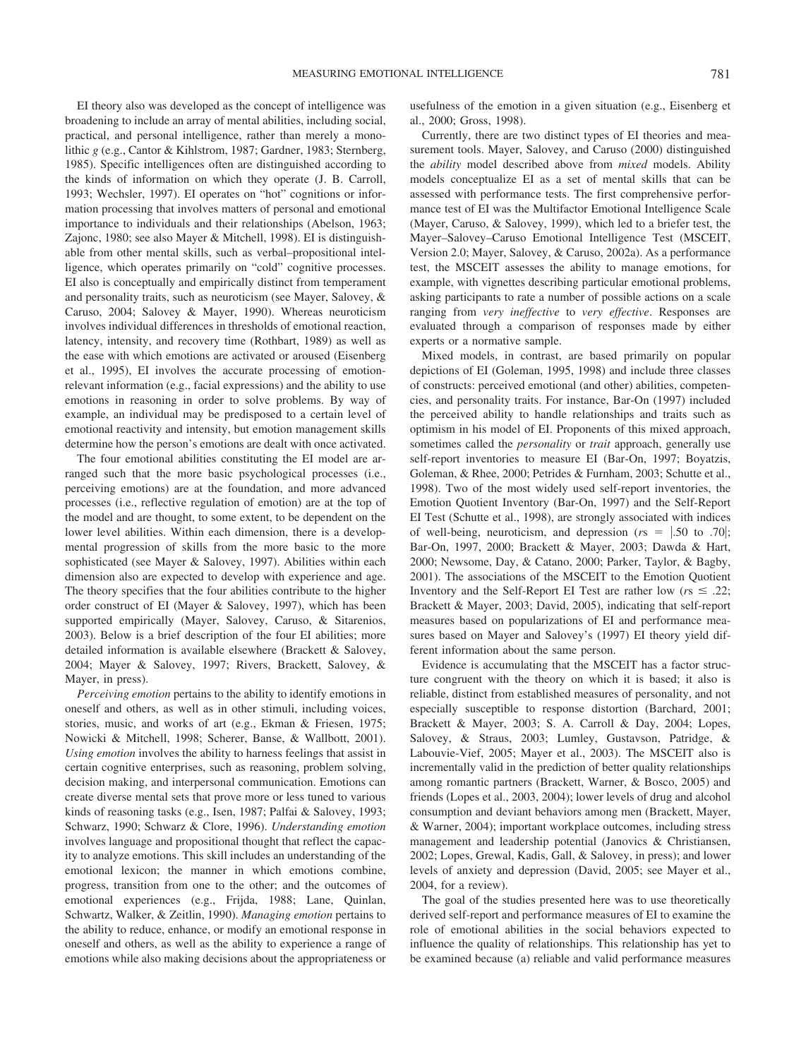EI theory also was developed as the concept of intelligence was broadening to include an array of mental abilities, including social, practical, and personal intelligence, rather than merely a monolithic *g* (e.g., Cantor & Kihlstrom, 1987; Gardner, 1983; Sternberg, 1985). Specific intelligences often are distinguished according to the kinds of information on which they operate (J. B. Carroll, 1993; Wechsler, 1997). EI operates on "hot" cognitions or information processing that involves matters of personal and emotional importance to individuals and their relationships (Abelson, 1963; Zajonc, 1980; see also Mayer & Mitchell, 1998). EI is distinguishable from other mental skills, such as verbal–propositional intelligence, which operates primarily on "cold" cognitive processes. EI also is conceptually and empirically distinct from temperament and personality traits, such as neuroticism (see Mayer, Salovey, & Caruso, 2004; Salovey & Mayer, 1990). Whereas neuroticism involves individual differences in thresholds of emotional reaction, latency, intensity, and recovery time (Rothbart, 1989) as well as the ease with which emotions are activated or aroused (Eisenberg et al., 1995), EI involves the accurate processing of emotion-relevant information (e.g., facial expressions) and the ability to use emotions in reasoning in order to solve problems. By way of example, an individual may be predisposed to a certain level of emotional reactivity and intensity, but emotion management skills determine how the person's emotions are dealt with once activated.

The four emotional abilities constituting the EI model are arranged such that the more basic psychological processes (i.e., perceiving emotions) are at the foundation, and more advanced processes (i.e., reflective regulation of emotion) are at the top of the model and are thought, to some extent, to be dependent on the lower level abilities. Within each dimension, there is a developmental progression of skills from the more basic to the more sophisticated (see Mayer & Salovey, 1997). Abilities within each dimension also are expected to develop with experience and age. The theory specifies that the four abilities contribute to the higher order construct of EI (Mayer & Salovey, 1997), which has been supported empirically (Mayer, Salovey, Caruso, & Sitarenios, 2003). Below is a brief description of the four EI abilities; more detailed information is available elsewhere (Brackett & Salovey, 2004; Mayer & Salovey, 1997; Rivers, Brackett, Salovey, & Mayer, in press).

*Perceiving emotion* pertains to the ability to identify emotions in oneself and others, as well as in other stimuli, including voices, stories, music, and works of art (e.g., Ekman & Friesen, 1975; Nowicki & Mitchell, 1998; Scherer, Banse, & Wallbott, 2001). *Using emotion* involves the ability to harness feelings that assist in certain cognitive enterprises, such as reasoning, problem solving, decision making, and interpersonal communication. Emotions can create diverse mental sets that prove more or less tuned to various kinds of reasoning tasks (e.g., Isen, 1987; Palfai & Salovey, 1993; Schwarz, 1990; Schwarz & Clore, 1996). *Understanding emotion* involves language and propositional thought that reflect the capacity to analyze emotions. This skill includes an understanding of the emotional lexicon; the manner in which emotions combine, progress, transition from one to the other; and the outcomes of emotional experiences (e.g., Frijda, 1988; Lane, Quinlan, Schwartz, Walker, & Zeitlin, 1990). *Managing emotion* pertains to the ability to reduce, enhance, or modify an emotional response in oneself and others, as well as the ability to experience a range of emotions while also making decisions about the appropriateness or usefulness of the emotion in a given situation (e.g., Eisenberg et al., 2000; Gross, 1998).

Currently, there are two distinct types of EI theories and measurement tools. Mayer, Salovey, and Caruso (2000) distinguished the *ability* model described above from *mixed* models. Ability models conceptualize EI as a set of mental skills that can be assessed with performance tests. The first comprehensive performance test of EI was the Multifactor Emotional Intelligence Scale (Mayer, Caruso, & Salovey, 1999), which led to a briefer test, the Mayer–Salovey–Caruso Emotional Intelligence Test (MSCEIT, Version 2.0; Mayer, Salovey, & Caruso, 2002a). As a performance test, the MSCEIT assesses the ability to manage emotions, for example, with vignettes describing particular emotional problems, asking participants to rate a number of possible actions on a scale ranging from *very ineffective* to *very effective*. Responses are evaluated through a comparison of responses made by either experts or a normative sample.

Mixed models, in contrast, are based primarily on popular depictions of EI (Goleman, 1995, 1998) and include three classes of constructs: perceived emotional (and other) abilities, competencies, and personality traits. For instance, Bar-On (1997) included the perceived ability to handle relationships and traits such as optimism in his model of EI. Proponents of this mixed approach, sometimes called the *personality* or *trait* approach, generally use self-report inventories to measure EI (Bar-On, 1997; Boyatzis, Goleman, & Rhee, 2000; Petrides & Furnham, 2003; Schutte et al., 1998). Two of the most widely used self-report inventories, the Emotion Quotient Inventory (Bar-On, 1997) and the Self-Report EI Test (Schutte et al., 1998), are strongly associated with indices of well-being, neuroticism, and depression ($rs = |.50 \text{ to } .70|$; Bar-On, 1997, 2000; Brackett & Mayer, 2003; Dawda & Hart, 2000; Newsome, Day, & Catano, 2000; Parker, Taylor, & Bagby, 2001). The associations of the MSCEIT to the Emotion Quotient Inventory and the Self-Report EI Test are rather low ($rs \leq .22$; Brackett & Mayer, 2003; David, 2005), indicating that self-report measures based on popularizations of EI and performance measures based on Mayer and Salovey's (1997) EI theory yield different information about the same person.

Evidence is accumulating that the MSCEIT has a factor structure congruent with the theory on which it is based; it also is reliable, distinct from established measures of personality, and not especially susceptible to response distortion (Barchard, 2001; Brackett & Mayer, 2003; S. A. Carroll & Day, 2004; Lopes, Salovey, & Straus, 2003; Lumley, Gustavson, Patridge, & Labouvie-Vief, 2005; Mayer et al., 2003). The MSCEIT also is incrementally valid in the prediction of better quality relationships among romantic partners (Brackett, Warner, & Bosco, 2005) and friends (Lopes et al., 2003, 2004); lower levels of drug and alcohol consumption and deviant behaviors among men (Brackett, Mayer, & Warner, 2004); important workplace outcomes, including stress management and leadership potential (Janovics & Christiansen, 2002; Lopes, Grewal, Kadis, Gall, & Salovey, in press); and lower levels of anxiety and depression (David, 2005; see Mayer et al., 2004, for a review).

The goal of the studies presented here was to use theoretically derived self-report and performance measures of EI to examine the role of emotional abilities in the social behaviors expected to influence the quality of relationships. This relationship has yet to be examined because (a) reliable and valid performance measures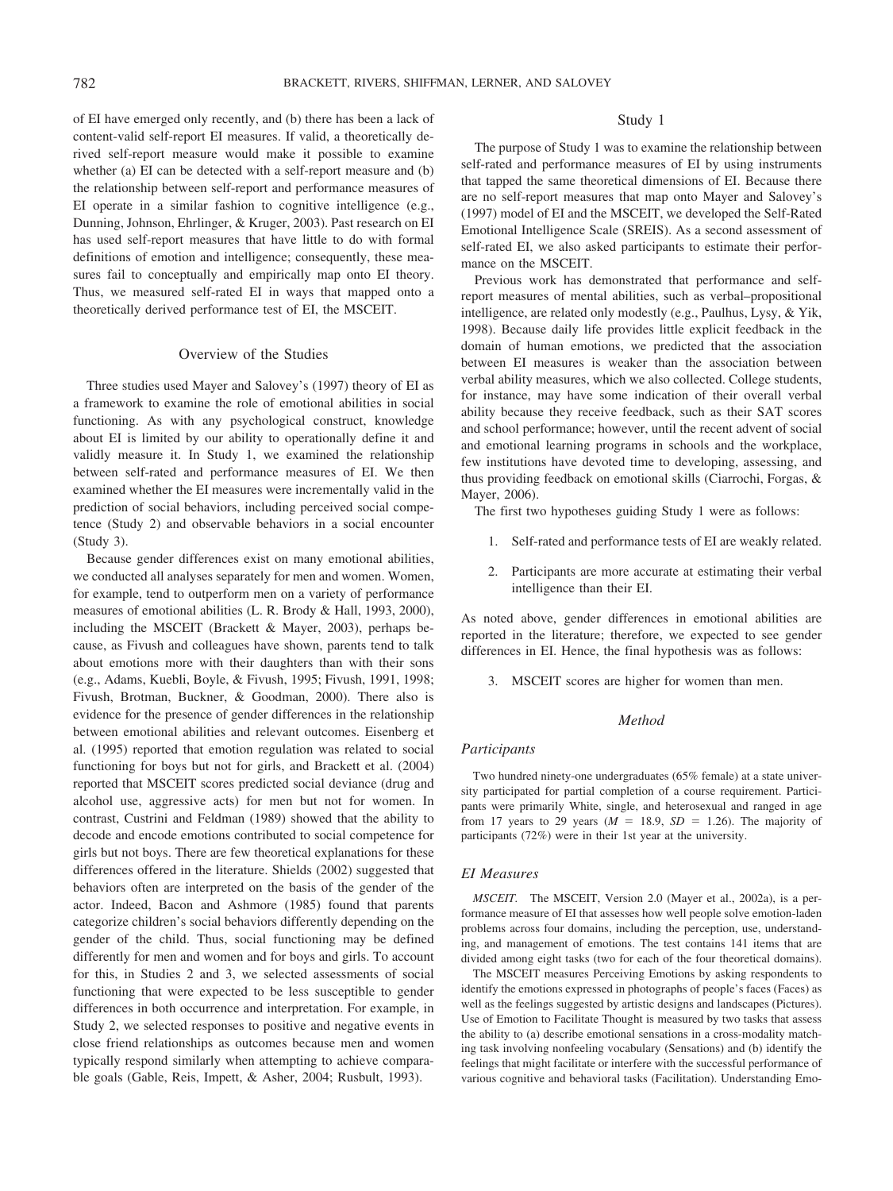of EI have emerged only recently, and (b) there has been a lack of content-valid self-report EI measures. If valid, a theoretically derived self-report measure would make it possible to examine whether (a) EI can be detected with a self-report measure and (b) the relationship between self-report and performance measures of EI operate in a similar fashion to cognitive intelligence (e.g., Dunning, Johnson, Ehrlinger, & Kruger, 2003). Past research on EI has used self-report measures that have little to do with formal definitions of emotion and intelligence; consequently, these measures fail to conceptually and empirically map onto EI theory. Thus, we measured self-rated EI in ways that mapped onto a theoretically derived performance test of EI, the MSCEIT.

## Overview of the Studies

Three studies used Mayer and Salovey's (1997) theory of EI as a framework to examine the role of emotional abilities in social functioning. As with any psychological construct, knowledge about EI is limited by our ability to operationally define it and validly measure it. In Study 1, we examined the relationship between self-rated and performance measures of EI. We then examined whether the EI measures were incrementally valid in the prediction of social behaviors, including perceived social competence (Study 2) and observable behaviors in a social encounter (Study 3).

Because gender differences exist on many emotional abilities, we conducted all analyses separately for men and women. Women, for example, tend to outperform men on a variety of performance measures of emotional abilities (L. R. Brody & Hall, 1993, 2000), including the MSCEIT (Brackett & Mayer, 2003), perhaps because, as Fivush and colleagues have shown, parents tend to talk about emotions more with their daughters than with their sons (e.g., Adams, Kuebli, Boyle, & Fivush, 1995; Fivush, 1991, 1998; Fivush, Brotman, Buckner, & Goodman, 2000). There also is evidence for the presence of gender differences in the relationship between emotional abilities and relevant outcomes. Eisenberg et al. (1995) reported that emotion regulation was related to social functioning for boys but not for girls, and Brackett et al. (2004) reported that MSCEIT scores predicted social deviance (drug and alcohol use, aggressive acts) for men but not for women. In contrast, Custrini and Feldman (1989) showed that the ability to decode and encode emotions contributed to social competence for girls but not boys. There are few theoretical explanations for these differences offered in the literature. Shields (2002) suggested that behaviors often are interpreted on the basis of the gender of the actor. Indeed, Bacon and Ashmore (1985) found that parents categorize children's social behaviors differently depending on the gender of the child. Thus, social functioning may be defined differently for men and women and for boys and girls. To account for this, in Studies 2 and 3, we selected assessments of social functioning that were expected to be less susceptible to gender differences in both occurrence and interpretation. For example, in Study 2, we selected responses to positive and negative events in close friend relationships as outcomes because men and women typically respond similarly when attempting to achieve comparable goals (Gable, Reis, Impett, & Asher, 2004; Rusbult, 1993).

## Study 1

The purpose of Study 1 was to examine the relationship between self-rated and performance measures of EI by using instruments that tapped the same theoretical dimensions of EI. Because there are no self-report measures that map onto Mayer and Salovey's (1997) model of EI and the MSCEIT, we developed the Self-Rated Emotional Intelligence Scale (SREIS). As a second assessment of self-rated EI, we also asked participants to estimate their performance on the MSCEIT.

Previous work has demonstrated that performance and self-report measures of mental abilities, such as verbal–propositional intelligence, are related only modestly (e.g., Paulhus, Lysy, & Yik, 1998). Because daily life provides little explicit feedback in the domain of human emotions, we predicted that the association between EI measures is weaker than the association between verbal ability measures, which we also collected. College students, for instance, may have some indication of their overall verbal ability because they receive feedback, such as their SAT scores and school performance; however, until the recent advent of social and emotional learning programs in schools and the workplace, few institutions have devoted time to developing, assessing, and thus providing feedback on emotional skills (Ciarrochi, Forgas, & Mayer, 2006).

The first two hypotheses guiding Study 1 were as follows:

1. Self-rated and performance tests of EI are weakly related.
2. Participants are more accurate at estimating their verbal intelligence than their EI.

As noted above, gender differences in emotional abilities are reported in the literature; therefore, we expected to see gender differences in EI. Hence, the final hypothesis was as follows:

3. MSCEIT scores are higher for women than men.

### *Method*

#### *Participants*

Two hundred ninety-one undergraduates (65% female) at a state university participated for partial completion of a course requirement. Participants were primarily White, single, and heterosexual and ranged in age from 17 years to 29 years ($M = 18.9$, $SD = 1.26$). The majority of participants (72%) were in their 1st year at the university.

#### *EI Measures*

*MSCEIT.* The MSCEIT, Version 2.0 (Mayer et al., 2002a), is a performance measure of EI that assesses how well people solve emotion-laden problems across four domains, including the perception, use, understanding, and management of emotions. The test contains 141 items that are divided among eight tasks (two for each of the four theoretical domains).

The MSCEIT measures Perceiving Emotions by asking respondents to identify the emotions expressed in photographs of people's faces (Faces) as well as the feelings suggested by artistic designs and landscapes (Pictures). Use of Emotion to Facilitate Thought is measured by two tasks that assess the ability to (a) describe emotional sensations in a cross-modality matching task involving nonfeeling vocabulary (Sensations) and (b) identify the feelings that might facilitate or interfere with the successful performance of various cognitive and behavioral tasks (Facilitation). Understanding Emo-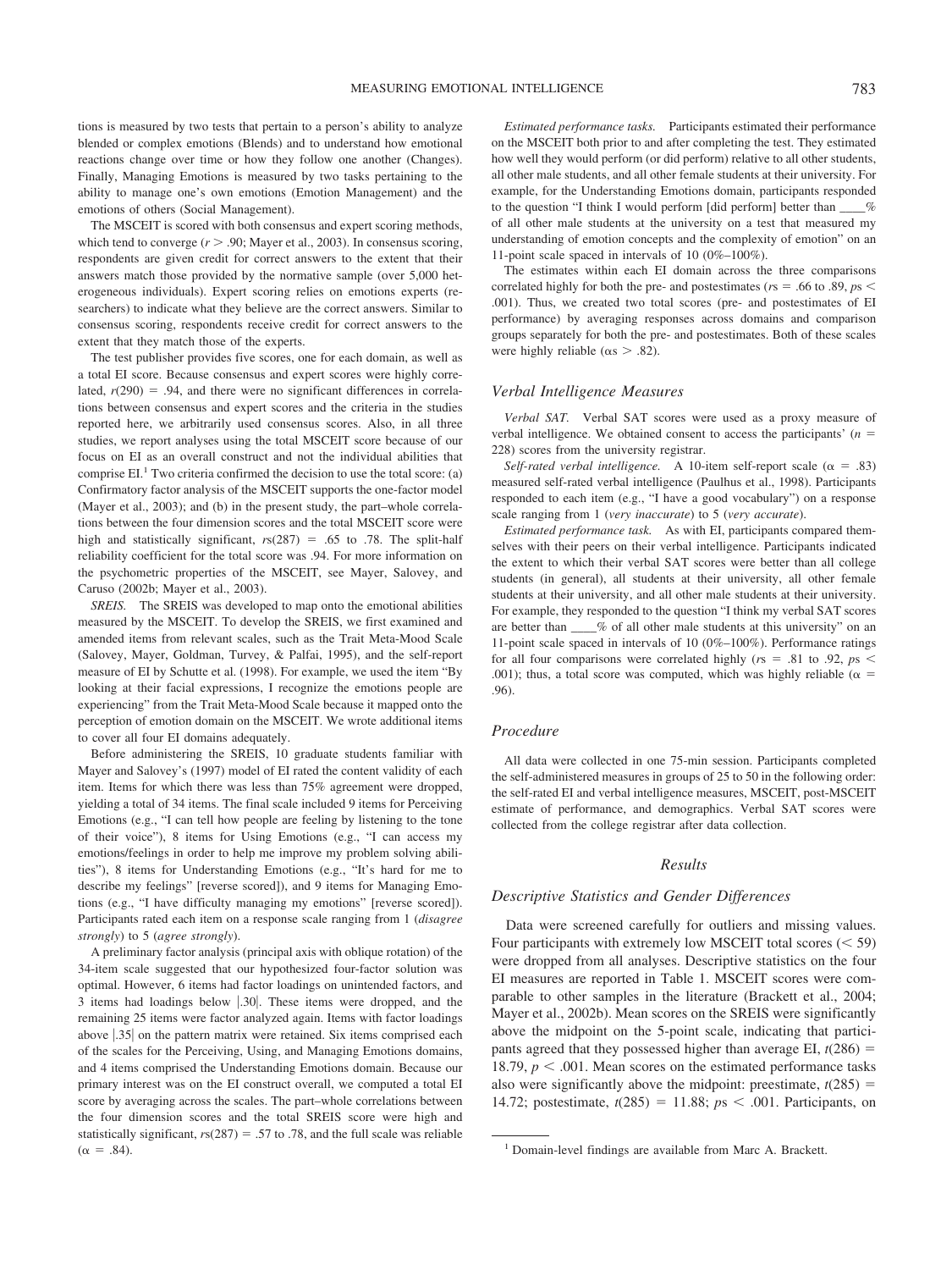tions is measured by two tests that pertain to a person's ability to analyze blended or complex emotions (Blends) and to understand how emotional reactions change over time or how they follow one another (Changes). Finally, Managing Emotions is measured by two tasks pertaining to the ability to manage one's own emotions (Emotion Management) and the emotions of others (Social Management).

The MSCEIT is scored with both consensus and expert scoring methods, which tend to converge ($r > .90$; Mayer et al., 2003). In consensus scoring, respondents are given credit for correct answers to the extent that their answers match those provided by the normative sample (over 5,000 heterogeneous individuals). Expert scoring relies on emotions experts (researchers) to indicate what they believe are the correct answers. Similar to consensus scoring, respondents receive credit for correct answers to the extent that they match those of the experts.

The test publisher provides five scores, one for each domain, as well as a total EI score. Because consensus and expert scores were highly correlated, $r(290) = .94$, and there were no significant differences in correlations between consensus and expert scores and the criteria in the studies reported here, we arbitrarily used consensus scores. Also, in all three studies, we report analyses using the total MSCEIT score because of our focus on EI as an overall construct and not the individual abilities that comprise EI.[1] Two criteria confirmed the decision to use the total score: (a) Confirmatory factor analysis of the MSCEIT supports the one-factor model (Mayer et al., 2003); and (b) in the present study, the part–whole correlations between the four dimension scores and the total MSCEIT score were high and statistically significant, $rs(287) = .65$ to $.78$. The split-half reliability coefficient for the total score was .94. For more information on the psychometric properties of the MSCEIT, see Mayer, Salovey, and Caruso (2002b; Mayer et al., 2003).

*SREIS.* The SREIS was developed to map onto the emotional abilities measured by the MSCEIT. To develop the SREIS, we first examined and amended items from relevant scales, such as the Trait Meta-Mood Scale (Salovey, Mayer, Goldman, Turvey, & Palfai, 1995), and the self-report measure of EI by Schutte et al. (1998). For example, we used the item "By looking at their facial expressions, I recognize the emotions people are experiencing" from the Trait Meta-Mood Scale because it mapped onto the perception of emotion domain on the MSCEIT. We wrote additional items to cover all four EI domains adequately.

Before administering the SREIS, 10 graduate students familiar with Mayer and Salovey's (1997) model of EI rated the content validity of each item. Items for which there was less than 75% agreement were dropped, yielding a total of 34 items. The final scale included 9 items for Perceiving Emotions (e.g., "I can tell how people are feeling by listening to the tone of their voice"), 8 items for Using Emotions (e.g., "I can access my emotions/feelings in order to help me improve my problem solving abilities"), 8 items for Understanding Emotions (e.g., "It's hard for me to describe my feelings" [reverse scored]), and 9 items for Managing Emotions (e.g., "I have difficulty managing my emotions" [reverse scored]). Participants rated each item on a response scale ranging from 1 (*disagree strongly*) to 5 (*agree strongly*).

A preliminary factor analysis (principal axis with oblique rotation) of the 34-item scale suggested that our hypothesized four-factor solution was optimal. However, 6 items had factor loadings on unintended factors, and 3 items had loadings below $|.30|$. These items were dropped, and the remaining 25 items were factor analyzed again. Items with factor loadings above $|.35|$ on the pattern matrix were retained. Six items comprised each of the scales for the Perceiving, Using, and Managing Emotions domains, and 4 items comprised the Understanding Emotions domain. Because our primary interest was on the EI construct overall, we computed a total EI score by averaging across the scales. The part–whole correlations between the four dimension scores and the total SREIS score were high and statistically significant, $rs(287) = .57$ to $.78$, and the full scale was reliable ($\alpha = .84$).

*Estimated performance tasks.* Participants estimated their performance on the MSCEIT both prior to and after completing the test. They estimated how well they would perform (or did perform) relative to all other students, all other male students, and all other female students at their university. For example, for the Understanding Emotions domain, participants responded to the question "I think I would perform [did perform] better than ____% of all other male students at the university on a test that measured my understanding of emotion concepts and the complexity of emotion" on an 11-point scale spaced in intervals of 10 (0%–100%).

The estimates within each EI domain across the three comparisons correlated highly for both the pre- and postestimates ($rs = .66$ to $.89$, $ps < .001$). Thus, we created two total scores (pre- and postestimates of EI performance) by averaging responses across domains and comparison groups separately for both the pre- and postestimates. Both of these scales were highly reliable ($\alpha s > .82$).

### Verbal Intelligence Measures

*Verbal SAT.* Verbal SAT scores were used as a proxy measure of verbal intelligence. We obtained consent to access the participants' ($n = 228$) scores from the university registrar.

*Self-rated verbal intelligence.* A 10-item self-report scale ($\alpha = .83$) measured self-rated verbal intelligence (Paulhus et al., 1998). Participants responded to each item (e.g., "I have a good vocabulary") on a response scale ranging from 1 (*very inaccurate*) to 5 (*very accurate*).

*Estimated performance task.* As with EI, participants compared themselves with their peers on their verbal intelligence. Participants indicated the extent to which their verbal SAT scores were better than all college students (in general), all students at their university, all other female students at their university, and all other male students at their university. For example, they responded to the question "I think my verbal SAT scores are better than ____% of all other male students at this university" on an 11-point scale spaced in intervals of 10 (0%–100%). Performance ratings for all four comparisons were correlated highly ($rs = .81$ to $.92$, $ps < .001$); thus, a total score was computed, which was highly reliable ($\alpha = .96$).

### Procedure

All data were collected in one 75-min session. Participants completed the self-administered measures in groups of 25 to 50 in the following order: the self-rated EI and verbal intelligence measures, MSCEIT, post-MSCEIT estimate of performance, and demographics. Verbal SAT scores were collected from the college registrar after data collection.

## Results

### Descriptive Statistics and Gender Differences

Data were screened carefully for outliers and missing values. Four participants with extremely low MSCEIT total scores ($< 59$) were dropped from all analyses. Descriptive statistics on the four EI measures are reported in Table 1. MSCEIT scores were comparable to other samples in the literature (Brackett et al., 2004; Mayer et al., 2002b). Mean scores on the SREIS were significantly above the midpoint on the 5-point scale, indicating that participants agreed that they possessed higher than average EI, $t(286) = 18.79$, $p < .001$. Mean scores on the estimated performance tasks also were significantly above the midpoint: preestimate, $t(285) = 14.72$; postestimate, $t(285) = 11.88$; $ps < .001$. Participants, on

[1] Domain-level findings are available from Marc A. Brackett.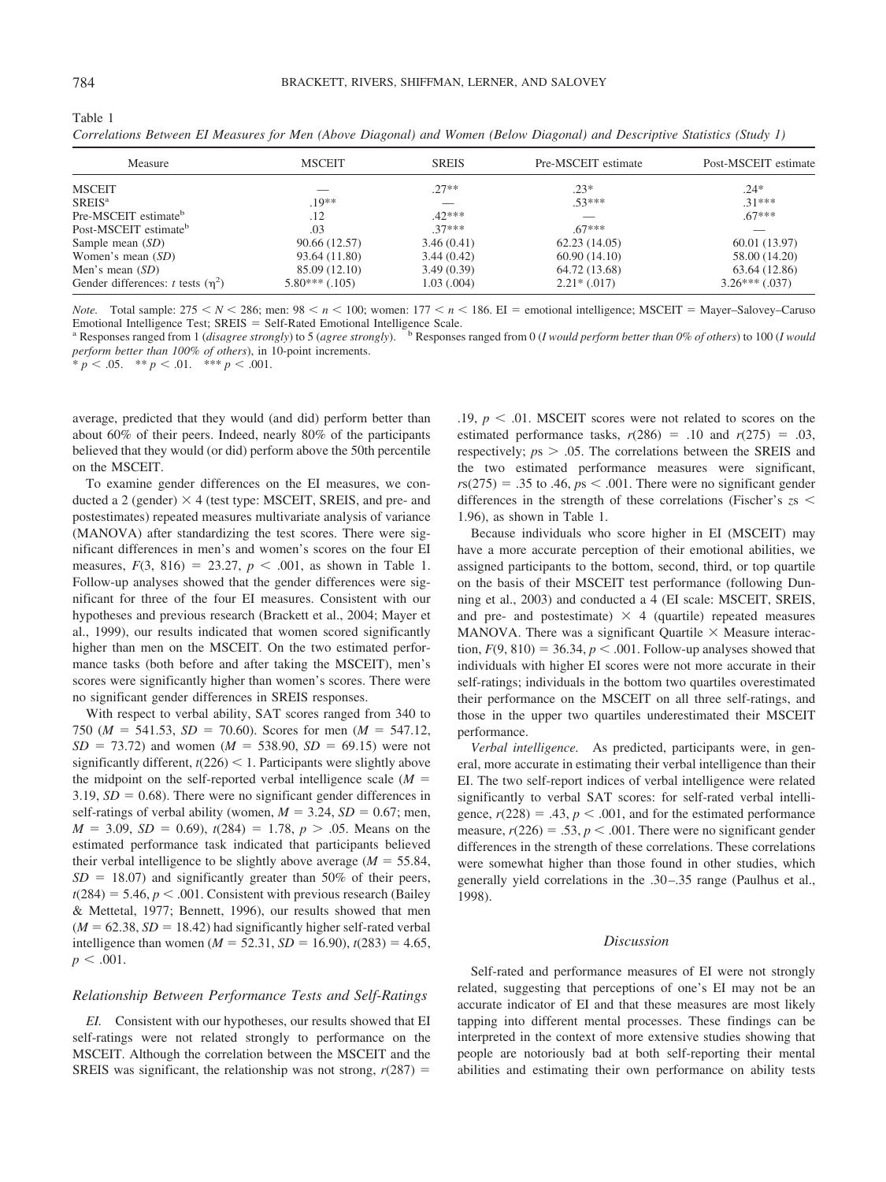Table 1
*Correlations Between EI Measures for Men (Above Diagonal) and Women (Below Diagonal) and Descriptive Statistics (Study 1)*

| Measure | MSCEIT | SREIS | Pre-MSCEIT estimate | Post-MSCEIT estimate |
|---|---|---|---|---|
| MSCEIT | — | .27** | .23* | .24* |
| SREIS[a] | .19** | — | .53*** | .31*** |
| Pre-MSCEIT estimate[b] | .12 | .42*** | — | .67*** |
| Post-MSCEIT estimate[b] | .03 | .37*** | .67*** | — |
| Sample mean (*SD*) | 90.66 (12.57) | 3.46 (0.41) | 62.23 (14.05) | 60.01 (13.97) |
| Women's mean (*SD*) | 93.64 (11.80) | 3.44 (0.42) | 60.90 (14.10) | 58.00 (14.20) |
| Men's mean (*SD*) | 85.09 (12.10) | 3.49 (0.39) | 64.72 (13.68) | 63.64 (12.86) |
| Gender differences: *t* tests ($\eta^2$) | 5.80*** (.105) | 1.03 (.004) | 2.21* (.017) | 3.26*** (.037) |

*Note.* Total sample: $275 < N < 286$; men: $98 < n < 100$; women: $177 < n < 186$. EI = emotional intelligence; MSCEIT = Mayer–Salovey–Caruso Emotional Intelligence Test; SREIS = Self-Rated Emotional Intelligence Scale.
[a] Responses ranged from 1 (*disagree strongly*) to 5 (*agree strongly*). [b] Responses ranged from 0 (*I would perform better than 0% of others*) to 100 (*I would perform better than 100% of others*), in 10-point increments.
* $p < .05$. ** $p < .01$. *** $p < .001$.

average, predicted that they would (and did) perform better than about 60% of their peers. Indeed, nearly 80% of the participants believed that they would (or did) perform above the 50th percentile on the MSCEIT.

To examine gender differences on the EI measures, we conducted a 2 (gender) × 4 (test type: MSCEIT, SREIS, and pre- and postestimates) repeated measures multivariate analysis of variance (MANOVA) after standardizing the test scores. There were significant differences in men's and women's scores on the four EI measures, $F(3, 816) = 23.27$, $p < .001$, as shown in Table 1. Follow-up analyses showed that the gender differences were significant for three of the four EI measures. Consistent with our hypotheses and previous research (Brackett et al., 2004; Mayer et al., 1999), our results indicated that women scored significantly higher than men on the MSCEIT. On the two estimated performance tasks (both before and after taking the MSCEIT), men's scores were significantly higher than women's scores. There were no significant gender differences in SREIS responses.

With respect to verbal ability, SAT scores ranged from 340 to 750 ($M = 541.53$, $SD = 70.60$). Scores for men ($M = 547.12$, $SD = 73.72$) and women ($M = 538.90$, $SD = 69.15$) were not significantly different, $t(226) < 1$. Participants were slightly above the midpoint on the self-reported verbal intelligence scale ($M = 3.19$, $SD = 0.68$). There were no significant gender differences in self-ratings of verbal ability (women, $M = 3.24$, $SD = 0.67$; men, $M = 3.09$, $SD = 0.69$), $t(284) = 1.78$, $p > .05$. Means on the estimated performance task indicated that participants believed their verbal intelligence to be slightly above average ($M = 55.84$, $SD = 18.07$) and significantly greater than 50% of their peers, $t(284) = 5.46$, $p < .001$. Consistent with previous research (Bailey & Mettetal, 1977; Bennett, 1996), our results showed that men ($M = 62.38$, $SD = 18.42$) had significantly higher self-rated verbal intelligence than women ($M = 52.31$, $SD = 16.90$), $t(283) = 4.65$, $p < .001$.

### Relationship Between Performance Tests and Self-Ratings

*EI.* Consistent with our hypotheses, our results showed that EI self-ratings were not related strongly to performance on the MSCEIT. Although the correlation between the MSCEIT and the SREIS was significant, the relationship was not strong, $r(287) = .19$, $p < .01$. MSCEIT scores were not related to scores on the estimated performance tasks, $r(286) = .10$ and $r(275) = .03$, respectively; $ps > .05$. The correlations between the SREIS and the two estimated performance measures were significant, $rs(275) = .35$ to $.46$, $ps < .001$. There were no significant gender differences in the strength of these correlations (Fischer's $zs < 1.96$), as shown in Table 1.

Because individuals who score higher in EI (MSCEIT) may have a more accurate perception of their emotional abilities, we assigned participants to the bottom, second, third, or top quartile on the basis of their MSCEIT test performance (following Dunning et al., 2003) and conducted a 4 (EI scale: MSCEIT, SREIS, and pre- and postestimate) × 4 (quartile) repeated measures MANOVA. There was a significant Quartile × Measure interaction, $F(9, 810) = 36.34$, $p < .001$. Follow-up analyses showed that individuals with higher EI scores were not more accurate in their self-ratings; individuals in the bottom two quartiles overestimated their performance on the MSCEIT on all three self-ratings, and those in the upper two quartiles underestimated their MSCEIT performance.

*Verbal intelligence.* As predicted, participants were, in general, more accurate in estimating their verbal intelligence than their EI. The two self-report indices of verbal intelligence were related significantly to verbal SAT scores: for self-rated verbal intelligence, $r(228) = .43$, $p < .001$, and for the estimated performance measure, $r(226) = .53$, $p < .001$. There were no significant gender differences in the strength of these correlations. These correlations were somewhat higher than those found in other studies, which generally yield correlations in the .30–.35 range (Paulhus et al., 1998).

### Discussion

Self-rated and performance measures of EI were not strongly related, suggesting that perceptions of one's EI may not be an accurate indicator of EI and that these measures are most likely tapping into different mental processes. These findings can be interpreted in the context of more extensive studies showing that people are notoriously bad at both self-reporting their mental abilities and estimating their own performance on ability tests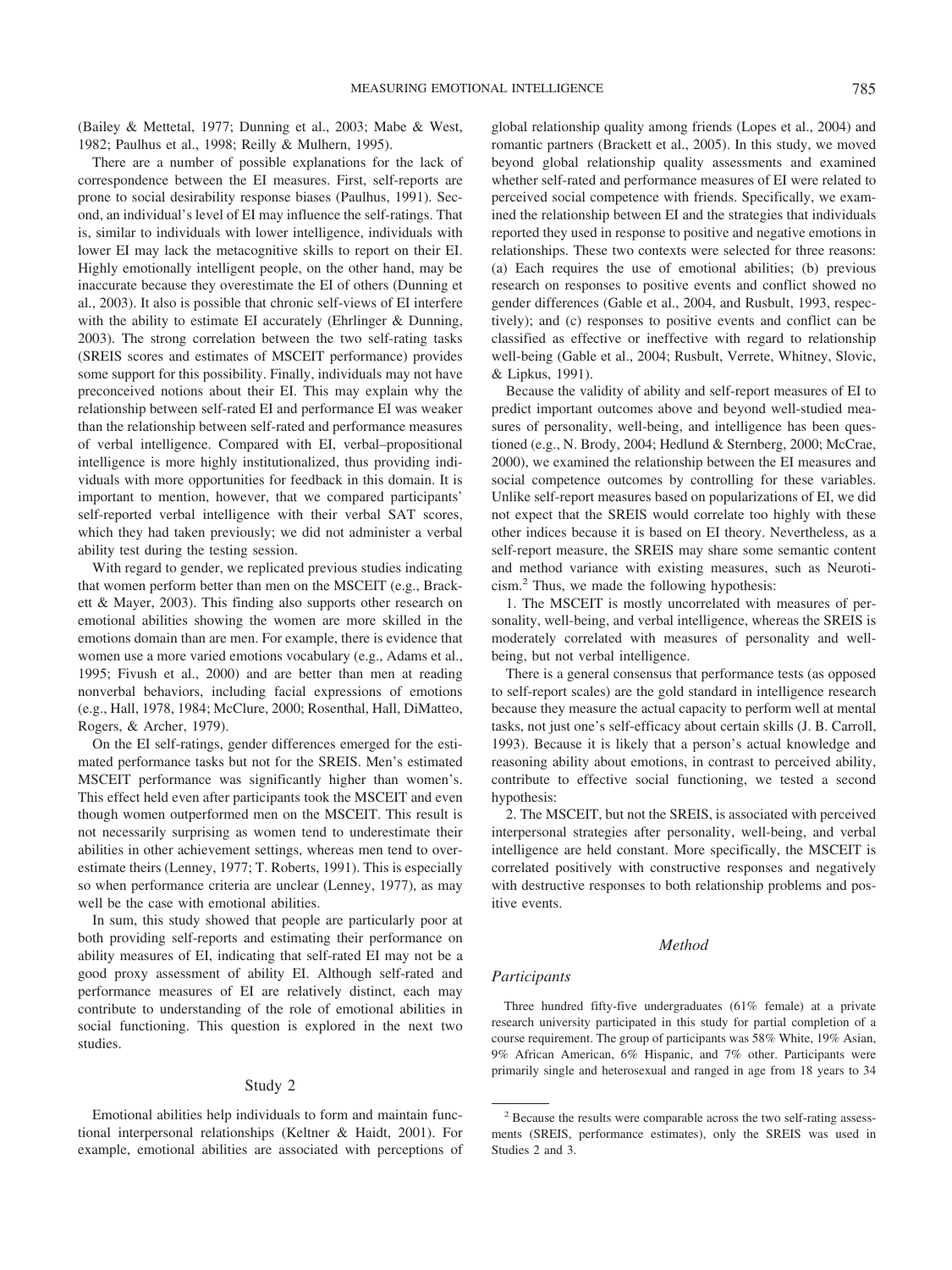(Bailey & Mettetal, 1977; Dunning et al., 2003; Mabe & West, 1982; Paulhus et al., 1998; Reilly & Mulhern, 1995).

There are a number of possible explanations for the lack of correspondence between the EI measures. First, self-reports are prone to social desirability response biases (Paulhus, 1991). Second, an individual's level of EI may influence the self-ratings. That is, similar to individuals with lower intelligence, individuals with lower EI may lack the metacognitive skills to report on their EI. Highly emotionally intelligent people, on the other hand, may be inaccurate because they overestimate the EI of others (Dunning et al., 2003). It also is possible that chronic self-views of EI interfere with the ability to estimate EI accurately (Ehrlinger & Dunning, 2003). The strong correlation between the two self-rating tasks (SREIS scores and estimates of MSCEIT performance) provides some support for this possibility. Finally, individuals may not have preconceived notions about their EI. This may explain why the relationship between self-rated EI and performance EI was weaker than the relationship between self-rated and performance measures of verbal intelligence. Compared with EI, verbal–propositional intelligence is more highly institutionalized, thus providing individuals with more opportunities for feedback in this domain. It is important to mention, however, that we compared participants' self-reported verbal intelligence with their verbal SAT scores, which they had taken previously; we did not administer a verbal ability test during the testing session.

With regard to gender, we replicated previous studies indicating that women perform better than men on the MSCEIT (e.g., Brackett & Mayer, 2003). This finding also supports other research on emotional abilities showing the women are more skilled in the emotions domain than are men. For example, there is evidence that women use a more varied emotions vocabulary (e.g., Adams et al., 1995; Fivush et al., 2000) and are better than men at reading nonverbal behaviors, including facial expressions of emotions (e.g., Hall, 1978, 1984; McClure, 2000; Rosenthal, Hall, DiMatteo, Rogers, & Archer, 1979).

On the EI self-ratings, gender differences emerged for the estimated performance tasks but not for the SREIS. Men's estimated MSCEIT performance was significantly higher than women's. This effect held even after participants took the MSCEIT and even though women outperformed men on the MSCEIT. This result is not necessarily surprising as women tend to underestimate their abilities in other achievement settings, whereas men tend to overestimate theirs (Lenney, 1977; T. Roberts, 1991). This is especially so when performance criteria are unclear (Lenney, 1977), as may well be the case with emotional abilities.

In sum, this study showed that people are particularly poor at both providing self-reports and estimating their performance on ability measures of EI, indicating that self-rated EI may not be a good proxy assessment of ability EI. Although self-rated and performance measures of EI are relatively distinct, each may contribute to understanding of the role of emotional abilities in social functioning. This question is explored in the next two studies.

## Study 2

Emotional abilities help individuals to form and maintain functional interpersonal relationships (Keltner & Haidt, 2001). For example, emotional abilities are associated with perceptions of global relationship quality among friends (Lopes et al., 2004) and romantic partners (Brackett et al., 2005). In this study, we moved beyond global relationship quality assessments and examined whether self-rated and performance measures of EI were related to perceived social competence with friends. Specifically, we examined the relationship between EI and the strategies that individuals reported they used in response to positive and negative emotions in relationships. These two contexts were selected for three reasons: (a) Each requires the use of emotional abilities; (b) previous research on responses to positive events and conflict showed no gender differences (Gable et al., 2004, and Rusbult, 1993, respectively); and (c) responses to positive events and conflict can be classified as effective or ineffective with regard to relationship well-being (Gable et al., 2004; Rusbult, Verrete, Whitney, Slovic, & Lipkus, 1991).

Because the validity of ability and self-report measures of EI to predict important outcomes above and beyond well-studied measures of personality, well-being, and intelligence has been questioned (e.g., N. Brody, 2004; Hedlund & Sternberg, 2000; McCrae, 2000), we examined the relationship between the EI measures and social competence outcomes by controlling for these variables. Unlike self-report measures based on popularizations of EI, we did not expect that the SREIS would correlate too highly with these other indices because it is based on EI theory. Nevertheless, as a self-report measure, the SREIS may share some semantic content and method variance with existing measures, such as Neuroticism.[2] Thus, we made the following hypothesis:

1. The MSCEIT is mostly uncorrelated with measures of personality, well-being, and verbal intelligence, whereas the SREIS is moderately correlated with measures of personality and well-being, but not verbal intelligence.

There is a general consensus that performance tests (as opposed to self-report scales) are the gold standard in intelligence research because they measure the actual capacity to perform well at mental tasks, not just one's self-efficacy about certain skills (J. B. Carroll, 1993). Because it is likely that a person's actual knowledge and reasoning ability about emotions, in contrast to perceived ability, contribute to effective social functioning, we tested a second hypothesis:

2. The MSCEIT, but not the SREIS, is associated with perceived interpersonal strategies after personality, well-being, and verbal intelligence are held constant. More specifically, the MSCEIT is correlated positively with constructive responses and negatively with destructive responses to both relationship problems and positive events.

### *Method*

#### *Participants*

Three hundred fifty-five undergraduates (61% female) at a private research university participated in this study for partial completion of a course requirement. The group of participants was 58% White, 19% Asian, 9% African American, 6% Hispanic, and 7% other. Participants were primarily single and heterosexual and ranged in age from 18 years to 34

[2] Because the results were comparable across the two self-rating assessments (SREIS, performance estimates), only the SREIS was used in Studies 2 and 3.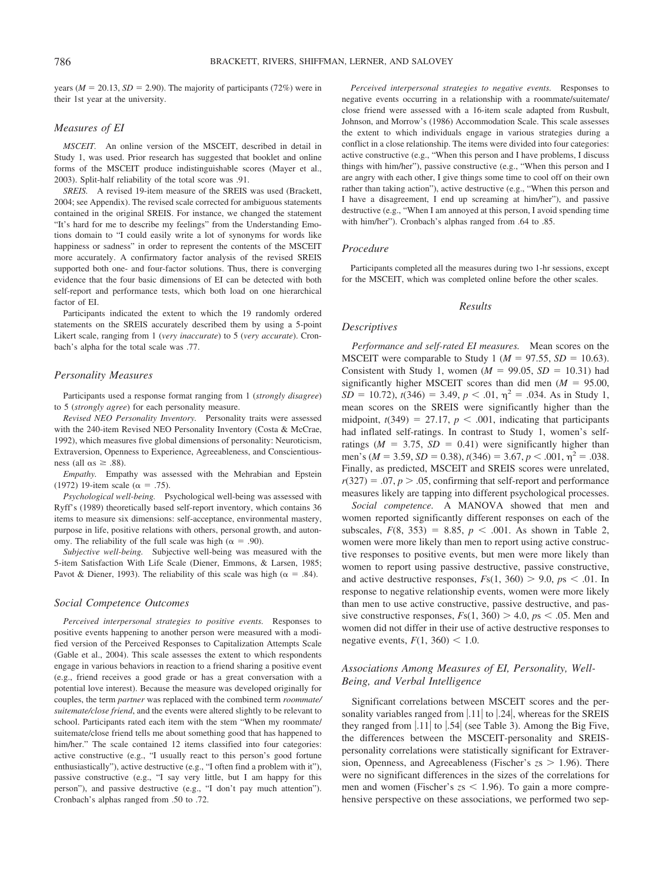years ($M = 20.13$, $SD = 2.90$). The majority of participants (72%) were in their 1st year at the university.

### Measures of EI

*MSCEIT.* An online version of the MSCEIT, described in detail in Study 1, was used. Prior research has suggested that booklet and online forms of the MSCEIT produce indistinguishable scores (Mayer et al., 2003). Split-half reliability of the total score was .91.

*SREIS.* A revised 19-item measure of the SREIS was used (Brackett, 2004; see Appendix). The revised scale corrected for ambiguous statements contained in the original SREIS. For instance, we changed the statement "It's hard for me to describe my feelings" from the Understanding Emotions domain to "I could easily write a lot of synonyms for words like happiness or sadness" in order to represent the contents of the MSCEIT more accurately. A confirmatory factor analysis of the revised SREIS supported both one- and four-factor solutions. Thus, there is converging evidence that the four basic dimensions of EI can be detected with both self-report and performance tests, which both load on one hierarchical factor of EI.

Participants indicated the extent to which the 19 randomly ordered statements on the SREIS accurately described them by using a 5-point Likert scale, ranging from 1 (*very inaccurate*) to 5 (*very accurate*). Cronbach's alpha for the total scale was .77.

### Personality Measures

Participants used a response format ranging from 1 (*strongly disagree*) to 5 (*strongly agree*) for each personality measure.

*Revised NEO Personality Inventory.* Personality traits were assessed with the 240-item Revised NEO Personality Inventory (Costa & McCrae, 1992), which measures five global dimensions of personality: Neuroticism, Extraversion, Openness to Experience, Agreeableness, and Conscientiousness (all $\alpha s \geq .88$).

*Empathy.* Empathy was assessed with the Mehrabian and Epstein (1972) 19-item scale ($\alpha = .75$).

*Psychological well-being.* Psychological well-being was assessed with Ryff's (1989) theoretically based self-report inventory, which contains 36 items to measure six dimensions: self-acceptance, environmental mastery, purpose in life, positive relations with others, personal growth, and autonomy. The reliability of the full scale was high ($\alpha = .90$).

*Subjective well-being.* Subjective well-being was measured with the 5-item Satisfaction With Life Scale (Diener, Emmons, & Larsen, 1985; Pavot & Diener, 1993). The reliability of this scale was high ($\alpha = .84$).

### Social Competence Outcomes

*Perceived interpersonal strategies to positive events.* Responses to positive events happening to another person were measured with a modified version of the Perceived Responses to Capitalization Attempts Scale (Gable et al., 2004). This scale assesses the extent to which respondents engage in various behaviors in reaction to a friend sharing a positive event (e.g., friend receives a good grade or has a great conversation with a potential love interest). Because the measure was developed originally for couples, the term *partner* was replaced with the combined term *roommate/suitemate/close friend*, and the events were altered slightly to be relevant to school. Participants rated each item with the stem "When my roommate/suitemate/close friend tells me about something good that has happened to him/her." The scale contained 12 items classified into four categories: active constructive (e.g., "I usually react to this person's good fortune enthusiastically"), active destructive (e.g., "I often find a problem with it"), passive constructive (e.g., "I say very little, but I am happy for this person"), and passive destructive (e.g., "I don't pay much attention"). Cronbach's alphas ranged from .50 to .72.

*Perceived interpersonal strategies to negative events.* Responses to negative events occurring in a relationship with a roommate/suitemate/close friend were assessed with a 16-item scale adapted from Rusbult, Johnson, and Morrow's (1986) Accommodation Scale. This scale assesses the extent to which individuals engage in various strategies during a conflict in a close relationship. The items were divided into four categories: active constructive (e.g., "When this person and I have problems, I discuss things with him/her"), passive constructive (e.g., "When this person and I are angry with each other, I give things some time to cool off on their own rather than taking action"), active destructive (e.g., "When this person and I have a disagreement, I end up screaming at him/her"), and passive destructive (e.g., "When I am annoyed at this person, I avoid spending time with him/her"). Cronbach's alphas ranged from .64 to .85.

### Procedure

Participants completed all the measures during two 1-hr sessions, except for the MSCEIT, which was completed online before the other scales.

## Results

### Descriptives

*Performance and self-rated EI measures.* Mean scores on the MSCEIT were comparable to Study 1 ($M = 97.55$, $SD = 10.63$). Consistent with Study 1, women ($M = 99.05$, $SD = 10.31$) had significantly higher MSCEIT scores than did men ($M = 95.00$, $SD = 10.72$), $t(346) = 3.49$, $p < .01$, $\eta^2 = .034$. As in Study 1, mean scores on the SREIS were significantly higher than the midpoint, $t(349) = 27.17$, $p < .001$, indicating that participants had inflated self-ratings. In contrast to Study 1, women's self-ratings ($M = 3.75$, $SD = 0.41$) were significantly higher than men's ($M = 3.59$, $SD = 0.38$), $t(346) = 3.67$, $p < .001$, $\eta^2 = .038$. Finally, as predicted, MSCEIT and SREIS scores were unrelated, $r(327) = .07$, $p > .05$, confirming that self-report and performance measures likely are tapping into different psychological processes.

*Social competence.* A MANOVA showed that men and women reported significantly different responses on each of the subscales, $F(8, 353) = 8.85$, $p < .001$. As shown in Table 2, women were more likely than men to report using active constructive responses to positive events, but men were more likely than women to report using passive destructive, passive constructive, and active destructive responses, $Fs(1, 360) > 9.0$, $ps < .01$. In response to negative relationship events, women were more likely than men to use active constructive, passive destructive, and passive constructive responses, $Fs(1, 360) > 4.0$, $ps < .05$. Men and women did not differ in their use of active destructive responses to negative events, $F(1, 360) < 1.0$.

### Associations Among Measures of EI, Personality, Well-Being, and Verbal Intelligence

Significant correlations between MSCEIT scores and the personality variables ranged from $|.11|$ to $|.24|$, whereas for the SREIS they ranged from $|.11|$ to $|.54|$ (see Table 3). Among the Big Five, the differences between the MSCEIT-personality and SREIS-personality correlations were statistically significant for Extraversion, Openness, and Agreeableness (Fischer's $zs > 1.96$). There were no significant differences in the sizes of the correlations for men and women (Fischer's $zs < 1.96$). To gain a more comprehensive perspective on these associations, we performed two sep-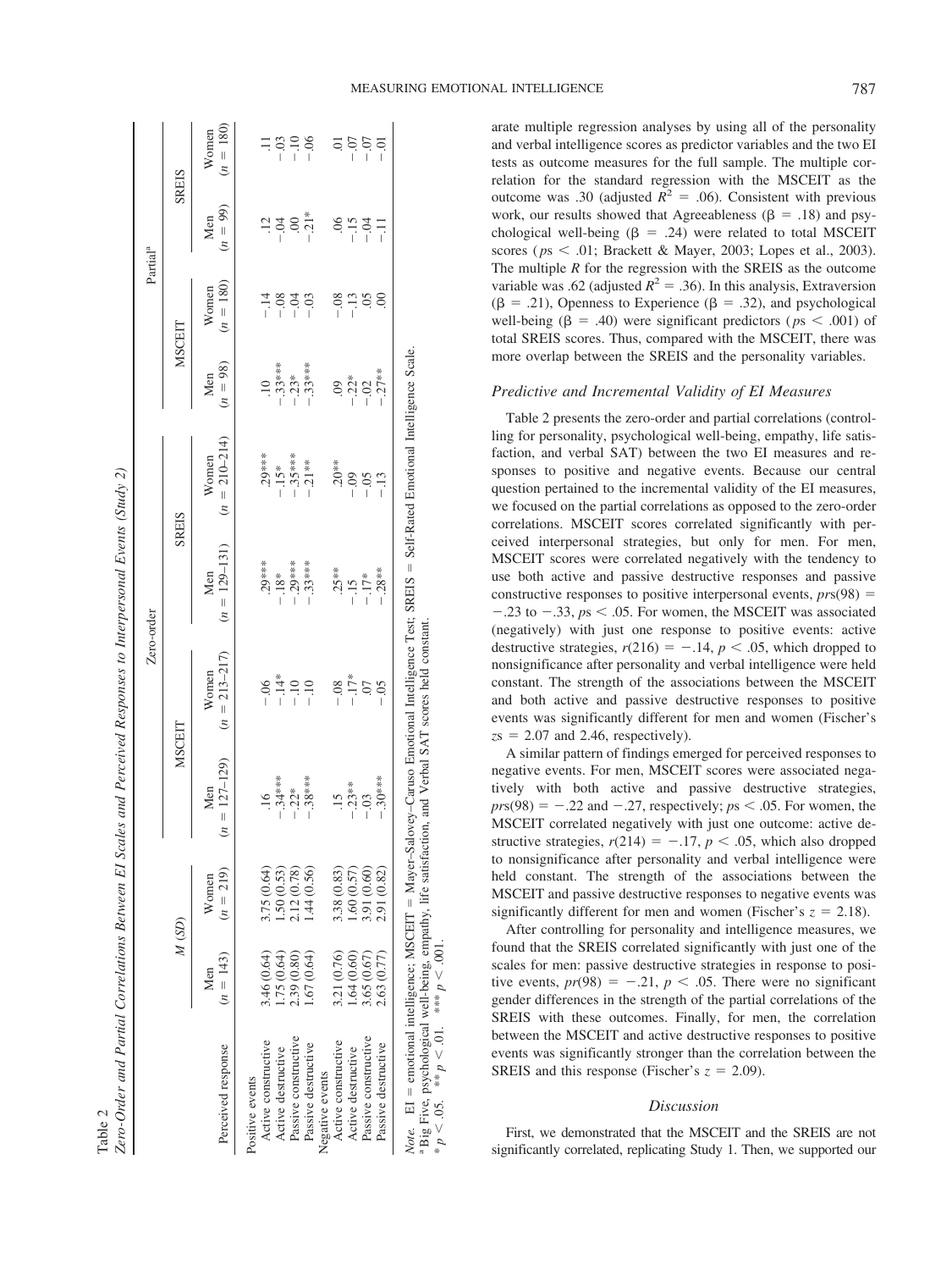Table 2
*Zero-Order and Partial Correlations Between EI Scales and Perceived Responses to Interpersonal Events (Study 2)*

| Perceived response | M (SD) | | Zero-order | | | | Partial[a] | | | |
|---|---|---|---|---|---|---|---|---|---|---|
| | | | MSCEIT | | SREIS | | MSCEIT | | SREIS | |
| | Men (n = 143) | Women (n = 219) | Men (n = 127–129) | Women (n = 213–217) | Men (n = 129–131) | Women (n = 210–214) | Men (n = 98) | Women (n = 180) | Men (n = 99) | Women (n = 180) |
| Positive events | | | | | | | | | | |
| Active constructive | 3.46 (0.64) | 3.75 (0.64) | .16 | −.06 | .29*** | .29*** | .10 | −.14 | .12 | .11 |
| Active destructive | 1.75 (0.64) | 1.50 (0.53) | −.34*** | −.14* | −.18* | −.15* | −.33*** | −.08 | −.04 | −.03 |
| Passive constructive | 2.39 (0.80) | 2.12 (0.78) | −.22* | −.10 | −.29*** | −.35*** | −.23* | −.04 | .00 | −.10 |
| Passive destructive | 1.67 (0.64) | 1.44 (0.56) | −.38*** | −.10 | −.33*** | −.21** | −.33*** | −.03 | −.21* | −.06 |
| Negative events | | | | | | | | | | |
| Active constructive | 3.21 (0.76) | 3.38 (0.83) | .15 | −.08 | .25** | .20** | .09 | −.08 | .06 | .01 |
| Active destructive | 1.64 (0.60) | 1.60 (0.57) | −.23** | −.17* | −.15 | −.09 | −.22* | −.13 | −.15 | −.07 |
| Passive constructive | 3.65 (0.67) | 3.91 (0.60) | −.03 | .07 | −.17* | −.05 | −.02 | .05 | −.04 | −.07 |
| Passive destructive | 2.63 (0.77) | 2.91 (0.82) | −.30*** | −.05 | −.28** | −.13 | −.27** | .00 | −.11 | −.01 |

*Note.* EI = emotional intelligence; MSCEIT = Mayer–Salovey–Caruso Emotional Intelligence Test; SREIS = Self-Rated Emotional Intelligence Scale.
[a] Big Five, psychological well-being, empathy, life satisfaction, and Verbal SAT scores held constant.
* $p < .05$. ** $p < .01$. *** $p < .001$.

arate multiple regression analyses by using all of the personality and verbal intelligence scores as predictor variables and the two EI tests as outcome measures for the full sample. The multiple correlation for the standard regression with the MSCEIT as the outcome was .30 (adjusted $R^2 = .06$). Consistent with previous work, our results showed that Agreeableness ($\beta = .18$) and psychological well-being ($\beta = .24$) were related to total MSCEIT scores ($ps < .01$; Brackett & Mayer, 2003; Lopes et al., 2003). The multiple $R$ for the regression with the SREIS as the outcome variable was .62 (adjusted $R^2 = .36$). In this analysis, Extraversion ($\beta = .21$), Openness to Experience ($\beta = .32$), and psychological well-being ($\beta = .40$) were significant predictors ($ps < .001$) of total SREIS scores. Thus, compared with the MSCEIT, there was more overlap between the SREIS and the personality variables.

### *Predictive and Incremental Validity of EI Measures*

Table 2 presents the zero-order and partial correlations (controlling for personality, psychological well-being, empathy, life satisfaction, and verbal SAT) between the two EI measures and responses to positive and negative events. Because our central question pertained to the incremental validity of the EI measures, we focused on the partial correlations as opposed to the zero-order correlations. MSCEIT scores correlated significantly with perceived interpersonal strategies, but only for men. For men, MSCEIT scores were correlated negatively with the tendency to use both active and passive destructive responses and passive constructive responses to positive interpersonal events, $prs(98) = -.23$ to $-.33$, $ps < .05$. For women, the MSCEIT was associated (negatively) with just one response to positive events: active destructive strategies, $r(216) = -.14$, $p < .05$, which dropped to nonsignificance after personality and verbal intelligence were held constant. The strength of the associations between the MSCEIT and both active and passive destructive responses to positive events was significantly different for men and women (Fischer's $zs = 2.07$ and 2.46, respectively).

A similar pattern of findings emerged for perceived responses to negative events. For men, MSCEIT scores were associated negatively with both active and passive destructive strategies, $prs(98) = -.22$ and $-.27$, respectively; $ps < .05$. For women, the MSCEIT correlated negatively with just one outcome: active destructive strategies, $r(214) = -.17$, $p < .05$, which also dropped to nonsignificance after personality and verbal intelligence were held constant. The strength of the associations between the MSCEIT and passive destructive responses to negative events was significantly different for men and women (Fischer's $z = 2.18$).

After controlling for personality and intelligence measures, we found that the SREIS correlated significantly with just one of the scales for men: passive destructive strategies in response to positive events, $pr(98) = -.21$, $p < .05$. There were no significant gender differences in the strength of the partial correlations of the SREIS with these outcomes. Finally, for men, the correlation between the MSCEIT and active destructive responses to positive events was significantly stronger than the correlation between the SREIS and this response (Fischer's $z = 2.09$).

### *Discussion*

First, we demonstrated that the MSCEIT and the SREIS are not significantly correlated, replicating Study 1. Then, we supported our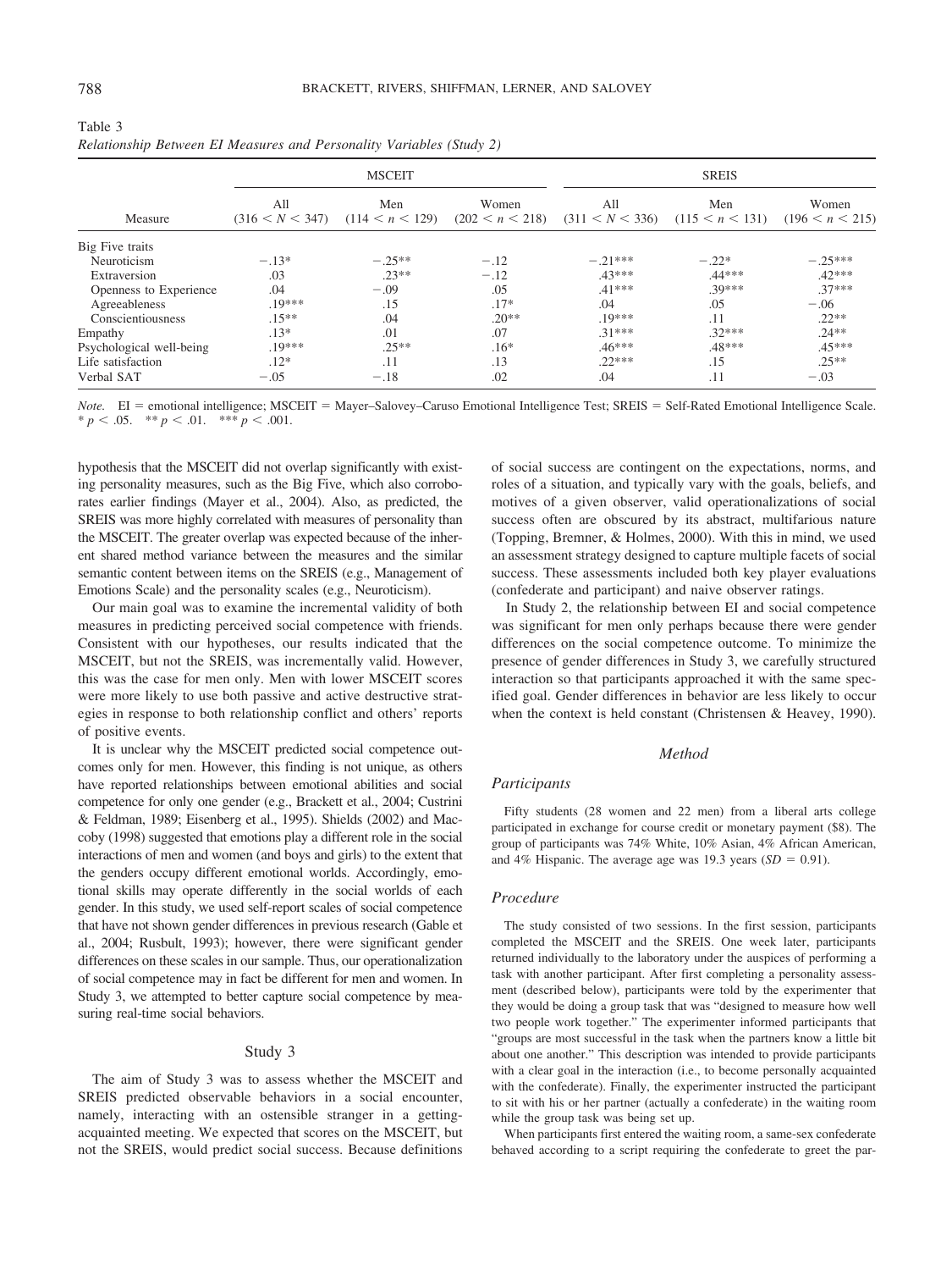Table 3
*Relationship Between EI Measures and Personality Variables (Study 2)*

| | MSCEIT | | | SREIS | | |
|---|---|---|---|---|---|---|
| Measure | All (316 < N < 347) | Men (114 < n < 129) | Women (202 < n < 218) | All (311 < N < 336) | Men (115 < n < 131) | Women (196 < n < 215) |
| Big Five traits | | | | | | |
| Neuroticism | −.13* | −.25** | −.12 | −.21*** | −.22* | −.25*** |
| Extraversion | .03 | .23** | −.12 | .43*** | .44*** | .42*** |
| Openness to Experience | .04 | −.09 | .05 | .41*** | .39*** | .37*** |
| Agreeableness | .19*** | .15 | .17* | .04 | .05 | −.06 |
| Conscientiousness | .15** | .04 | .20** | .19*** | .11 | .22** |
| Empathy | .13* | .01 | .07 | .31*** | .32*** | .24** |
| Psychological well-being | .19*** | .25** | .16* | .46*** | .48*** | .45*** |
| Life satisfaction | .12* | .11 | .13 | .22*** | .15 | .25** |
| Verbal SAT | −.05 | −.18 | .02 | .04 | .11 | −.03 |

*Note.* EI = emotional intelligence; MSCEIT = Mayer–Salovey–Caruso Emotional Intelligence Test; SREIS = Self-Rated Emotional Intelligence Scale.
* $p < .05$. ** $p < .01$. *** $p < .001$.

hypothesis that the MSCEIT did not overlap significantly with existing personality measures, such as the Big Five, which also corroborates earlier findings (Mayer et al., 2004). Also, as predicted, the SREIS was more highly correlated with measures of personality than the MSCEIT. The greater overlap was expected because of the inherent shared method variance between the measures and the similar semantic content between items on the SREIS (e.g., Management of Emotions Scale) and the personality scales (e.g., Neuroticism).

Our main goal was to examine the incremental validity of both measures in predicting perceived social competence with friends. Consistent with our hypotheses, our results indicated that the MSCEIT, but not the SREIS, was incrementally valid. However, this was the case for men only. Men with lower MSCEIT scores were more likely to use both passive and active destructive strategies in response to both relationship conflict and others' reports of positive events.

It is unclear why the MSCEIT predicted social competence outcomes only for men. However, this finding is not unique, as others have reported relationships between emotional abilities and social competence for only one gender (e.g., Brackett et al., 2004; Custrini & Feldman, 1989; Eisenberg et al., 1995). Shields (2002) and Maccoby (1998) suggested that emotions play a different role in the social interactions of men and women (and boys and girls) to the extent that the genders occupy different emotional worlds. Accordingly, emotional skills may operate differently in the social worlds of each gender. In this study, we used self-report scales of social competence that have not shown gender differences in previous research (Gable et al., 2004; Rusbult, 1993); however, there were significant gender differences on these scales in our sample. Thus, our operationalization of social competence may in fact be different for men and women. In Study 3, we attempted to better capture social competence by measuring real-time social behaviors.

## Study 3

The aim of Study 3 was to assess whether the MSCEIT and SREIS predicted observable behaviors in a social encounter, namely, interacting with an ostensible stranger in a getting-acquainted meeting. We expected that scores on the MSCEIT, but not the SREIS, would predict social success. Because definitions of social success are contingent on the expectations, norms, and roles of a situation, and typically vary with the goals, beliefs, and motives of a given observer, valid operationalizations of social success often are obscured by its abstract, multifarious nature (Topping, Bremner, & Holmes, 2000). With this in mind, we used an assessment strategy designed to capture multiple facets of social success. These assessments included both key player evaluations (confederate and participant) and naive observer ratings.

In Study 2, the relationship between EI and social competence was significant for men only perhaps because there were gender differences on the social competence outcome. To minimize the presence of gender differences in Study 3, we carefully structured interaction so that participants approached it with the same specified goal. Gender differences in behavior are less likely to occur when the context is held constant (Christensen & Heavey, 1990).

### *Method*

#### *Participants*

Fifty students (28 women and 22 men) from a liberal arts college participated in exchange for course credit or monetary payment ($8). The group of participants was 74% White, 10% Asian, 4% African American, and 4% Hispanic. The average age was 19.3 years ($SD = 0.91$).

#### *Procedure*

The study consisted of two sessions. In the first session, participants completed the MSCEIT and the SREIS. One week later, participants returned individually to the laboratory under the auspices of performing a task with another participant. After first completing a personality assessment (described below), participants were told by the experimenter that they would be doing a group task that was "designed to measure how well two people work together." The experimenter informed participants that "groups are most successful in the task when the partners know a little bit about one another." This description was intended to provide participants with a clear goal in the interaction (i.e., to become personally acquainted with the confederate). Finally, the experimenter instructed the participant to sit with his or her partner (actually a confederate) in the waiting room while the group task was being set up.

When participants first entered the waiting room, a same-sex confederate behaved according to a script requiring the confederate to greet the par-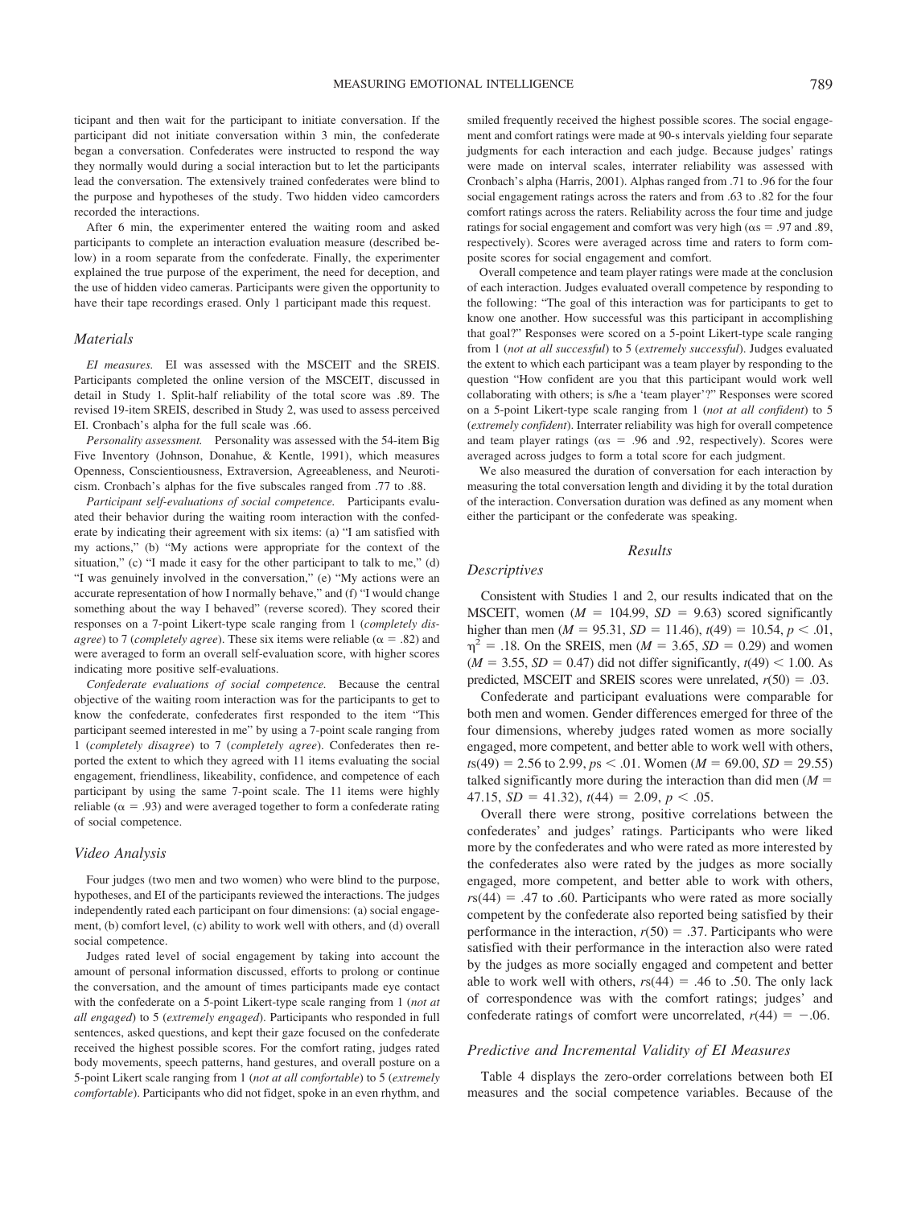ticipant and then wait for the participant to initiate conversation. If the participant did not initiate conversation within 3 min, the confederate began a conversation. Confederates were instructed to respond the way they normally would during a social interaction but to let the participants lead the conversation. The extensively trained confederates were blind to the purpose and hypotheses of the study. Two hidden video camcorders recorded the interactions.

After 6 min, the experimenter entered the waiting room and asked participants to complete an interaction evaluation measure (described below) in a room separate from the confederate. Finally, the experimenter explained the true purpose of the experiment, the need for deception, and the use of hidden video cameras. Participants were given the opportunity to have their tape recordings erased. Only 1 participant made this request.

### Materials

*EI measures.* EI was assessed with the MSCEIT and the SREIS. Participants completed the online version of the MSCEIT, discussed in detail in Study 1. Split-half reliability of the total score was .89. The revised 19-item SREIS, described in Study 2, was used to assess perceived EI. Cronbach's alpha for the full scale was .66.

*Personality assessment.* Personality was assessed with the 54-item Big Five Inventory (Johnson, Donahue, & Kentle, 1991), which measures Openness, Conscientiousness, Extraversion, Agreeableness, and Neuroticism. Cronbach's alphas for the five subscales ranged from .77 to .88.

*Participant self-evaluations of social competence.* Participants evaluated their behavior during the waiting room interaction with the confederate by indicating their agreement with six items: (a) "I am satisfied with my actions," (b) "My actions were appropriate for the context of the situation," (c) "I made it easy for the other participant to talk to me," (d) "I was genuinely involved in the conversation," (e) "My actions were an accurate representation of how I normally behave," and (f) "I would change something about the way I behaved" (reverse scored). They scored their responses on a 7-point Likert-type scale ranging from 1 (*completely disagree*) to 7 (*completely agree*). These six items were reliable ($\alpha = .82$) and were averaged to form an overall self-evaluation score, with higher scores indicating more positive self-evaluations.

*Confederate evaluations of social competence.* Because the central objective of the waiting room interaction was for the participants to get to know the confederate, confederates first responded to the item "This participant seemed interested in me" by using a 7-point scale ranging from 1 (*completely disagree*) to 7 (*completely agree*). Confederates then reported the extent to which they agreed with 11 items evaluating the social engagement, friendliness, likeability, confidence, and competence of each participant by using the same 7-point scale. The 11 items were highly reliable ($\alpha = .93$) and were averaged together to form a confederate rating of social competence.

### Video Analysis

Four judges (two men and two women) who were blind to the purpose, hypotheses, and EI of the participants reviewed the interactions. The judges independently rated each participant on four dimensions: (a) social engagement, (b) comfort level, (c) ability to work well with others, and (d) overall social competence.

Judges rated level of social engagement by taking into account the amount of personal information discussed, efforts to prolong or continue the conversation, and the amount of times participants made eye contact with the confederate on a 5-point Likert-type scale ranging from 1 (*not at all engaged*) to 5 (*extremely engaged*). Participants who responded in full sentences, asked questions, and kept their gaze focused on the confederate received the highest possible scores. For the comfort rating, judges rated body movements, speech patterns, hand gestures, and overall posture on a 5-point Likert scale ranging from 1 (*not at all comfortable*) to 5 (*extremely comfortable*). Participants who did not fidget, spoke in an even rhythm, and smiled frequently received the highest possible scores. The social engagement and comfort ratings were made at 90-s intervals yielding four separate judgments for each interaction and each judge. Because judges' ratings were made on interval scales, interrater reliability was assessed with Cronbach's alpha (Harris, 2001). Alphas ranged from .71 to .96 for the four social engagement ratings across the raters and from .63 to .82 for the four comfort ratings across the raters. Reliability across the four time and judge ratings for social engagement and comfort was very high ($\alpha\text{s} = .97$ and .89, respectively). Scores were averaged across time and raters to form composite scores for social engagement and comfort.

Overall competence and team player ratings were made at the conclusion of each interaction. Judges evaluated overall competence by responding to the following: "The goal of this interaction was for participants to get to know one another. How successful was this participant in accomplishing that goal?" Responses were scored on a 5-point Likert-type scale ranging from 1 (*not at all successful*) to 5 (*extremely successful*). Judges evaluated the extent to which each participant was a team player by responding to the question "How confident are you that this participant would work well collaborating with others; is s/he a 'team player'?" Responses were scored on a 5-point Likert-type scale ranging from 1 (*not at all confident*) to 5 (*extremely confident*). Interrater reliability was high for overall competence and team player ratings ($\alpha\text{s} = .96$ and .92, respectively). Scores were averaged across judges to form a total score for each judgment.

We also measured the duration of conversation for each interaction by measuring the total conversation length and dividing it by the total duration of the interaction. Conversation duration was defined as any moment when either the participant or the confederate was speaking.

## Results

### Descriptives

Consistent with Studies 1 and 2, our results indicated that on the MSCEIT, women ($M = 104.99$, $SD = 9.63$) scored significantly higher than men ($M = 95.31$, $SD = 11.46$), $t(49) = 10.54$, $p < .01$, $\eta^2 = .18$. On the SREIS, men ($M = 3.65$, $SD = 0.29$) and women ($M = 3.55$, $SD = 0.47$) did not differ significantly, $t(49) < 1.00$. As predicted, MSCEIT and SREIS scores were unrelated, $r(50) = .03$.

Confederate and participant evaluations were comparable for both men and women. Gender differences emerged for three of the four dimensions, whereby judges rated women as more socially engaged, more competent, and better able to work well with others, $ts(49) = 2.56$ to 2.99, $ps < .01$. Women ($M = 69.00$, $SD = 29.55$) talked significantly more during the interaction than did men ($M = 47.15$, $SD = 41.32$), $t(44) = 2.09$, $p < .05$.

Overall there were strong, positive correlations between the confederates' and judges' ratings. Participants who were liked more by the confederates and who were rated as more interested by the confederates also were rated by the judges as more socially engaged, more competent, and better able to work with others, $rs(44) = .47$ to .60. Participants who were rated as more socially competent by the confederate also reported being satisfied by their performance in the interaction, $r(50) = .37$. Participants who were satisfied with their performance in the interaction also were rated by the judges as more socially engaged and competent and better able to work well with others, $rs(44) = .46$ to .50. The only lack of correspondence was with the comfort ratings; judges' and confederate ratings of comfort were uncorrelated, $r(44) = -.06$.

### Predictive and Incremental Validity of EI Measures

Table 4 displays the zero-order correlations between both EI measures and the social competence variables. Because of the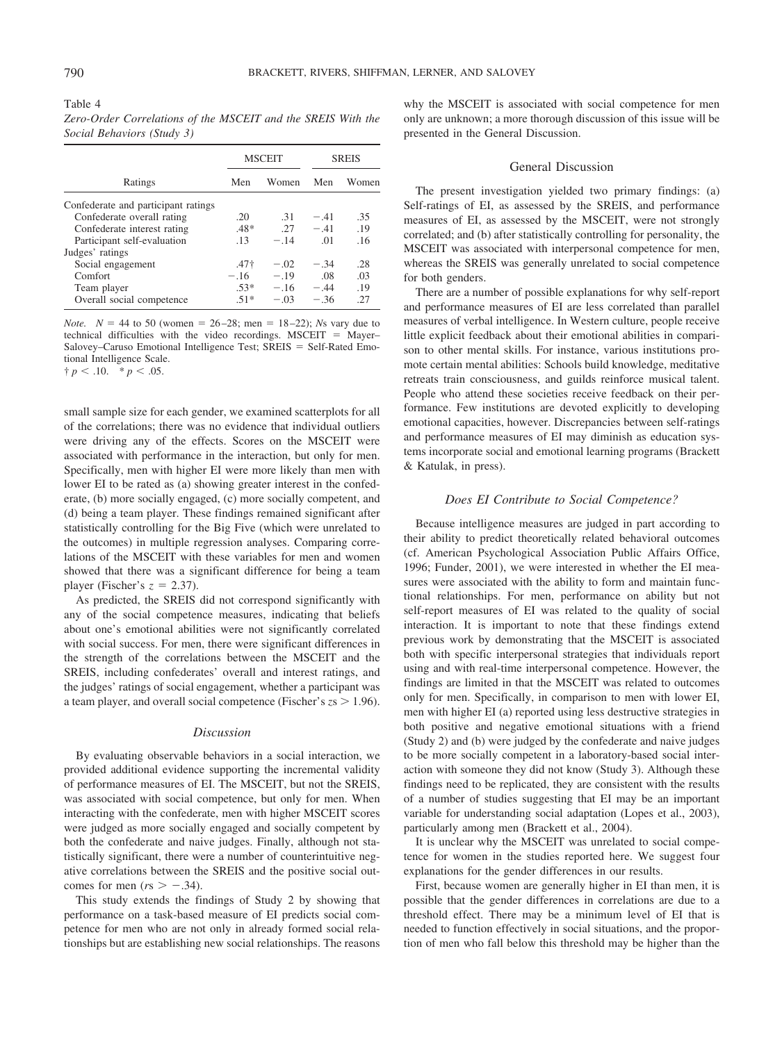Table 4
*Zero-Order Correlations of the MSCEIT and the SREIS With the Social Behaviors (Study 3)*

| Ratings | MSCEIT | | SREIS | |
|---|---|---|---|---|
| | Men | Women | Men | Women |
| Confederate and participant ratings | | | | |
| Confederate overall rating | .20 | .31 | −.41 | .35 |
| Confederate interest rating | .48* | .27 | −.41 | .19 |
| Participant self-evaluation | .13 | −.14 | .01 | .16 |
| Judges' ratings | | | | |
| Social engagement | .47† | −.02 | −.34 | .28 |
| Comfort | −.16 | −.19 | .08 | .03 |
| Team player | .53* | −.16 | −.44 | .19 |
| Overall social competence | .51* | −.03 | −.36 | .27 |

*Note.* $N = 44$ to 50 (women = 26–28; men = 18–22); *N*s vary due to technical difficulties with the video recordings. MSCEIT = Mayer–Salovey–Caruso Emotional Intelligence Test; SREIS = Self-Rated Emotional Intelligence Scale.
† $p < .10$. * $p < .05$.

small sample size for each gender, we examined scatterplots for all of the correlations; there was no evidence that individual outliers were driving any of the effects. Scores on the MSCEIT were associated with performance in the interaction, but only for men. Specifically, men with higher EI were more likely than men with lower EI to be rated as (a) showing greater interest in the confederate, (b) more socially engaged, (c) more socially competent, and (d) being a team player. These findings remained significant after statistically controlling for the Big Five (which were unrelated to the outcomes) in multiple regression analyses. Comparing correlations of the MSCEIT with these variables for men and women showed that there was a significant difference for being a team player (Fischer's $z = 2.37$).

As predicted, the SREIS did not correspond significantly with any of the social competence measures, indicating that beliefs about one's emotional abilities were not significantly correlated with social success. For men, there were significant differences in the strength of the correlations between the MSCEIT and the SREIS, including confederates' overall and interest ratings, and the judges' ratings of social engagement, whether a participant was a team player, and overall social competence (Fischer's $z$s $> 1.96$).

### Discussion

By evaluating observable behaviors in a social interaction, we provided additional evidence supporting the incremental validity of performance measures of EI. The MSCEIT, but not the SREIS, was associated with social competence, but only for men. When interacting with the confederate, men with higher MSCEIT scores were judged as more socially engaged and socially competent by both the confederate and naive judges. Finally, although not statistically significant, there were a number of counterintuitive negative correlations between the SREIS and the positive social outcomes for men ($r$s $> -.34$).

This study extends the findings of Study 2 by showing that performance on a task-based measure of EI predicts social competence for men who are not only in already formed social relationships but are establishing new social relationships. The reasons why the MSCEIT is associated with social competence for men only are unknown; a more thorough discussion of this issue will be presented in the General Discussion.

## General Discussion

The present investigation yielded two primary findings: (a) Self-ratings of EI, as assessed by the SREIS, and performance measures of EI, as assessed by the MSCEIT, were not strongly correlated; and (b) after statistically controlling for personality, the MSCEIT was associated with interpersonal competence for men, whereas the SREIS was generally unrelated to social competence for both genders.

There are a number of possible explanations for why self-report and performance measures of EI are less correlated than parallel measures of verbal intelligence. In Western culture, people receive little explicit feedback about their emotional abilities in comparison to other mental skills. For instance, various institutions promote certain mental abilities: Schools build knowledge, meditative retreats train consciousness, and guilds reinforce musical talent. People who attend these societies receive feedback on their performance. Few institutions are devoted explicitly to developing emotional capacities, however. Discrepancies between self-ratings and performance measures of EI may diminish as education systems incorporate social and emotional learning programs (Brackett & Katulak, in press).

### Does EI Contribute to Social Competence?

Because intelligence measures are judged in part according to their ability to predict theoretically related behavioral outcomes (cf. American Psychological Association Public Affairs Office, 1996; Funder, 2001), we were interested in whether the EI measures were associated with the ability to form and maintain functional relationships. For men, performance on ability but not self-report measures of EI was related to the quality of social interaction. It is important to note that these findings extend previous work by demonstrating that the MSCEIT is associated both with specific interpersonal strategies that individuals report using and with real-time interpersonal competence. However, the findings are limited in that the MSCEIT was related to outcomes only for men. Specifically, in comparison to men with lower EI, men with higher EI (a) reported using less destructive strategies in both positive and negative emotional situations with a friend (Study 2) and (b) were judged by the confederate and naive judges to be more socially competent in a laboratory-based social interaction with someone they did not know (Study 3). Although these findings need to be replicated, they are consistent with the results of a number of studies suggesting that EI may be an important variable for understanding social adaptation (Lopes et al., 2003), particularly among men (Brackett et al., 2004).

It is unclear why the MSCEIT was unrelated to social competence for women in the studies reported here. We suggest four explanations for the gender differences in our results.

First, because women are generally higher in EI than men, it is possible that the gender differences in correlations are due to a threshold effect. There may be a minimum level of EI that is needed to function effectively in social situations, and the proportion of men who fall below this threshold may be higher than the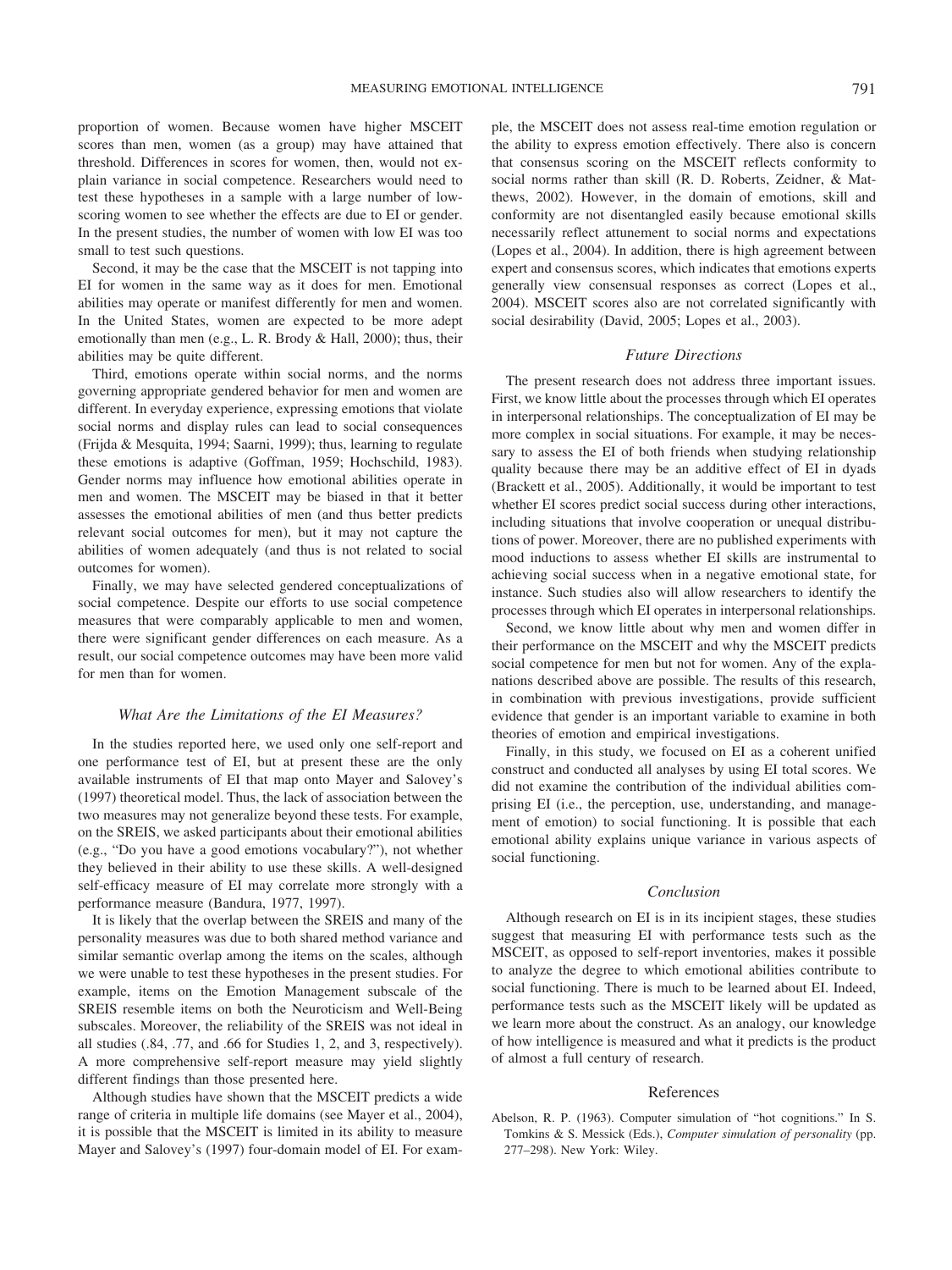proportion of women. Because women have higher MSCEIT scores than men, women (as a group) may have attained that threshold. Differences in scores for women, then, would not explain variance in social competence. Researchers would need to test these hypotheses in a sample with a large number of low-scoring women to see whether the effects are due to EI or gender. In the present studies, the number of women with low EI was too small to test such questions.

Second, it may be the case that the MSCEIT is not tapping into EI for women in the same way as it does for men. Emotional abilities may operate or manifest differently for men and women. In the United States, women are expected to be more adept emotionally than men (e.g., L. R. Brody & Hall, 2000); thus, their abilities may be quite different.

Third, emotions operate within social norms, and the norms governing appropriate gendered behavior for men and women are different. In everyday experience, expressing emotions that violate social norms and display rules can lead to social consequences (Frijda & Mesquita, 1994; Saarni, 1999); thus, learning to regulate these emotions is adaptive (Goffman, 1959; Hochschild, 1983). Gender norms may influence how emotional abilities operate in men and women. The MSCEIT may be biased in that it better assesses the emotional abilities of men (and thus better predicts relevant social outcomes for men), but it may not capture the abilities of women adequately (and thus is not related to social outcomes for women).

Finally, we may have selected gendered conceptualizations of social competence. Despite our efforts to use social competence measures that were comparably applicable to men and women, there were significant gender differences on each measure. As a result, our social competence outcomes may have been more valid for men than for women.

### *What Are the Limitations of the EI Measures?*

In the studies reported here, we used only one self-report and one performance test of EI, but at present these are the only available instruments of EI that map onto Mayer and Salovey's (1997) theoretical model. Thus, the lack of association between the two measures may not generalize beyond these tests. For example, on the SREIS, we asked participants about their emotional abilities (e.g., "Do you have a good emotions vocabulary?"), not whether they believed in their ability to use these skills. A well-designed self-efficacy measure of EI may correlate more strongly with a performance measure (Bandura, 1977, 1997).

It is likely that the overlap between the SREIS and many of the personality measures was due to both shared method variance and similar semantic overlap among the items on the scales, although we were unable to test these hypotheses in the present studies. For example, items on the Emotion Management subscale of the SREIS resemble items on both the Neuroticism and Well-Being subscales. Moreover, the reliability of the SREIS was not ideal in all studies (.84, .77, and .66 for Studies 1, 2, and 3, respectively). A more comprehensive self-report measure may yield slightly different findings than those presented here.

Although studies have shown that the MSCEIT predicts a wide range of criteria in multiple life domains (see Mayer et al., 2004), it is possible that the MSCEIT is limited in its ability to measure Mayer and Salovey's (1997) four-domain model of EI. For example, the MSCEIT does not assess real-time emotion regulation or the ability to express emotion effectively. There also is concern that consensus scoring on the MSCEIT reflects conformity to social norms rather than skill (R. D. Roberts, Zeidner, & Matthews, 2002). However, in the domain of emotions, skill and conformity are not disentangled easily because emotional skills necessarily reflect attunement to social norms and expectations (Lopes et al., 2004). In addition, there is high agreement between expert and consensus scores, which indicates that emotions experts generally view consensual responses as correct (Lopes et al., 2004). MSCEIT scores also are not correlated significantly with social desirability (David, 2005; Lopes et al., 2003).

## *Future Directions*

The present research does not address three important issues. First, we know little about the processes through which EI operates in interpersonal relationships. The conceptualization of EI may be more complex in social situations. For example, it may be necessary to assess the EI of both friends when studying relationship quality because there may be an additive effect of EI in dyads (Brackett et al., 2005). Additionally, it would be important to test whether EI scores predict social success during other interactions, including situations that involve cooperation or unequal distributions of power. Moreover, there are no published experiments with mood inductions to assess whether EI skills are instrumental to achieving social success when in a negative emotional state, for instance. Such studies also will allow researchers to identify the processes through which EI operates in interpersonal relationships.

Second, we know little about why men and women differ in their performance on the MSCEIT and why the MSCEIT predicts social competence for men but not for women. Any of the explanations described above are possible. The results of this research, in combination with previous investigations, provide sufficient evidence that gender is an important variable to examine in both theories of emotion and empirical investigations.

Finally, in this study, we focused on EI as a coherent unified construct and conducted all analyses by using EI total scores. We did not examine the contribution of the individual abilities comprising EI (i.e., the perception, use, understanding, and management of emotion) to social functioning. It is possible that each emotional ability explains unique variance in various aspects of social functioning.

## *Conclusion*

Although research on EI is in its incipient stages, these studies suggest that measuring EI with performance tests such as the MSCEIT, as opposed to self-report inventories, makes it possible to analyze the degree to which emotional abilities contribute to social functioning. There is much to be learned about EI. Indeed, performance tests such as the MSCEIT likely will be updated as we learn more about the construct. As an analogy, our knowledge of how intelligence is measured and what it predicts is the product of almost a full century of research.

## References

Abelson, R. P. (1963). Computer simulation of "hot cognitions." In S. Tomkins & S. Messick (Eds.), *Computer simulation of personality* (pp. 277–298). New York: Wiley.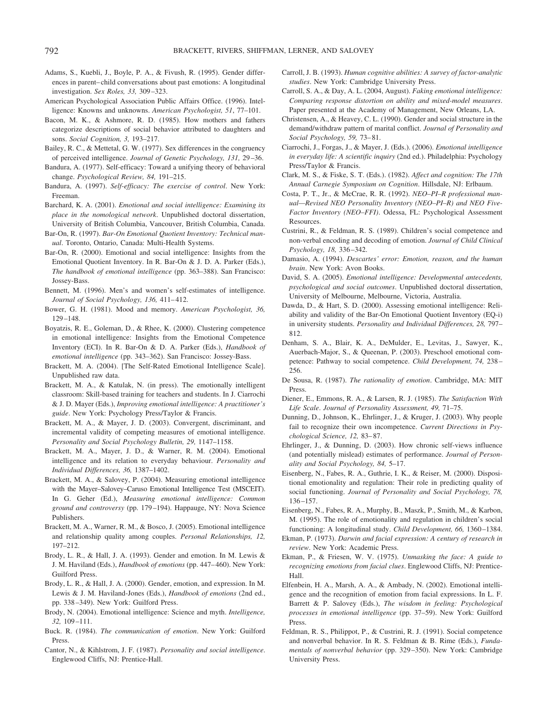Adams, S., Kuebli, J., Boyle, P. A., & Fivush, R. (1995). Gender differences in parent–child conversations about past emotions: A longitudinal investigation. *Sex Roles, 33,* 309–323.

American Psychological Association Public Affairs Office. (1996). Intelligence: Knowns and unknowns. *American Psychologist, 51*, 77–101.

Bacon, M. K., & Ashmore, R. D. (1985). How mothers and fathers categorize descriptions of social behavior attributed to daughters and sons. *Social Cognition, 3,* 193–217.

Bailey, R. C., & Mettetal, G. W. (1977). Sex differences in the congruency of perceived intelligence. *Journal of Genetic Psychology, 131,* 29–36.

Bandura, A. (1977). Self-efficacy: Toward a unifying theory of behavioral change. *Psychological Review, 84,* 191–215.

Bandura, A. (1997). *Self-efficacy: The exercise of control*. New York: Freeman.

Barchard, K. A. (2001). *Emotional and social intelligence: Examining its place in the nomological network*. Unpublished doctoral dissertation, University of British Columbia, Vancouver, British Columbia, Canada.

Bar-On, R. (1997). *Bar-On Emotional Quotient Inventory: Technical manual*. Toronto, Ontario, Canada: Multi-Health Systems.

Bar-On, R. (2000). Emotional and social intelligence: Insights from the Emotional Quotient Inventory. In R. Bar-On & J. D. A. Parker (Eds.), *The handbook of emotional intelligence* (pp. 363–388). San Francisco: Jossey-Bass.

Bennett, M. (1996). Men's and women's self-estimates of intelligence. *Journal of Social Psychology, 136,* 411–412.

Bower, G. H. (1981). Mood and memory. *American Psychologist, 36,* 129–148.

Boyatzis, R. E., Goleman, D., & Rhee, K. (2000). Clustering competence in emotional intelligence: Insights from the Emotional Competence Inventory (ECI). In R. Bar-On & D. A. Parker (Eds.), *Handbook of emotional intelligence* (pp. 343–362). San Francisco: Jossey-Bass.

Brackett, M. A. (2004). [The Self-Rated Emotional Intelligence Scale]. Unpublished raw data.

Brackett, M. A., & Katulak, N. (in press). The emotionally intelligent classroom: Skill-based training for teachers and students. In J. Ciarrochi & J. D. Mayer (Eds.), *Improving emotional intelligence: A practitioner's guide*. New York: Psychology Press/Taylor & Francis.

Brackett, M. A., & Mayer, J. D. (2003). Convergent, discriminant, and incremental validity of competing measures of emotional intelligence. *Personality and Social Psychology Bulletin, 29,* 1147–1158.

Brackett, M. A., Mayer, J. D., & Warner, R. M. (2004). Emotional intelligence and its relation to everyday behaviour. *Personality and Individual Differences, 36,* 1387–1402.

Brackett, M. A., & Salovey, P. (2004). Measuring emotional intelligence with the Mayer–Salovey–Caruso Emotional Intelligence Test (MSCEIT). In G. Geher (Ed.), *Measuring emotional intelligence: Common ground and controversy* (pp. 179–194). Happauge, NY: Nova Science Publishers.

Brackett, M. A., Warner, R. M., & Bosco, J. (2005). Emotional intelligence and relationship quality among couples. *Personal Relationships, 12,* 197–212.

Brody, L. R., & Hall, J. A. (1993). Gender and emotion. In M. Lewis & J. M. Haviland (Eds.), *Handbook of emotions* (pp. 447–460). New York: Guilford Press.

Brody, L. R., & Hall, J. A. (2000). Gender, emotion, and expression. In M. Lewis & J. M. Haviland-Jones (Eds.), *Handbook of emotions* (2nd ed., pp. 338–349). New York: Guilford Press.

Brody, N. (2004). Emotional intelligence: Science and myth. *Intelligence, 32,* 109–111.

Buck. R. (1984). *The communication of emotion*. New York: Guilford Press.

Cantor, N., & Kihlstrom, J. F. (1987). *Personality and social intelligence*. Englewood Cliffs, NJ: Prentice-Hall.

Carroll, J. B. (1993). *Human cognitive abilities: A survey of factor-analytic studies*. New York: Cambridge University Press.

Carroll, S. A., & Day, A. L. (2004, August). *Faking emotional intelligence: Comparing response distortion on ability and mixed-model measures*. Paper presented at the Academy of Management, New Orleans, LA.

Christensen, A., & Heavey, C. L. (1990). Gender and social structure in the demand/withdraw pattern of marital conflict. *Journal of Personality and Social Psychology, 59,* 73–81.

Ciarrochi, J., Forgas, J., & Mayer, J. (Eds.). (2006). *Emotional intelligence in everyday life: A scientific inquiry* (2nd ed.). Philadelphia: Psychology Press/Taylor & Francis.

Clark, M. S., & Fiske, S. T. (Eds.). (1982). *Affect and cognition: The 17th Annual Carnegie Symposium on Cognition*. Hillsdale, NJ: Erlbaum.

Costa, P. T., Jr., & McCrae, R. R. (1992). *NEO–PI–R professional manual—Revised NEO Personality Inventory (NEO–PI–R) and NEO Five-Factor Inventory (NEO–FFI)*. Odessa, FL: Psychological Assessment Resources.

Custrini, R., & Feldman, R. S. (1989). Children's social competence and non-verbal encoding and decoding of emotion. *Journal of Child Clinical Psychology, 18,* 336–342.

Damasio, A. (1994). *Descartes' error: Emotion, reason, and the human brain*. New York: Avon Books.

David, S. A. (2005). *Emotional intelligence: Developmental antecedents, psychological and social outcomes*. Unpublished doctoral dissertation, University of Melbourne, Melbourne, Victoria, Australia.

Dawda, D., & Hart, S. D. (2000). Assessing emotional intelligence: Reliability and validity of the Bar-On Emotional Quotient Inventory (EQ-i) in university students. *Personality and Individual Differences, 28,* 797–812.

Denham, S. A., Blair, K. A., DeMulder, E., Levitas, J., Sawyer, K., Auerbach-Major, S., & Queenan, P. (2003). Preschool emotional competence: Pathway to social competence. *Child Development, 74,* 238–256.

De Sousa, R. (1987). *The rationality of emotion*. Cambridge, MA: MIT Press.

Diener, E., Emmons, R. A., & Larsen, R. J. (1985). *The Satisfaction With Life Scale*. *Journal of Personality Assessment, 49,* 71–75.

Dunning, D., Johnson, K., Ehrlinger, J., & Kruger, J. (2003). Why people fail to recognize their own incompetence. *Current Directions in Psychological Science, 12,* 83–87.

Ehrlinger, J., & Dunning, D. (2003). How chronic self-views influence (and potentially mislead) estimates of performance. *Journal of Personality and Social Psychology, 84,* 5–17.

Eisenberg, N., Fabes, R. A., Guthrie, I. K., & Reiser, M. (2000). Dispositional emotionality and regulation: Their role in predicting quality of social functioning. *Journal of Personality and Social Psychology, 78,* 136–157.

Eisenberg, N., Fabes, R. A., Murphy, B., Maszk, P., Smith, M., & Karbon, M. (1995). The role of emotionality and regulation in children's social functioning: A longitudinal study. *Child Development, 66,* 1360–1384.

Ekman, P. (1973). *Darwin and facial expression: A century of research in review*. New York: Academic Press.

Ekman, P., & Friesen, W. V. (1975). *Unmasking the face: A guide to recognizing emotions from facial clues*. Englewood Cliffs, NJ: Prentice-Hall.

Elfenbein, H. A., Marsh, A. A., & Ambady, N. (2002). Emotional intelligence and the recognition of emotion from facial expressions. In L. F. Barrett & P. Salovey (Eds.), *The wisdom in feeling: Psychological processes in emotional intelligence* (pp. 37–59). New York: Guilford Press.

Feldman, R. S., Philippot, P., & Custrini, R. J. (1991). Social competence and nonverbal behavior. In R. S. Feldman & B. Rime (Eds.), *Fundamentals of nonverbal behavior* (pp. 329–350). New York: Cambridge University Press.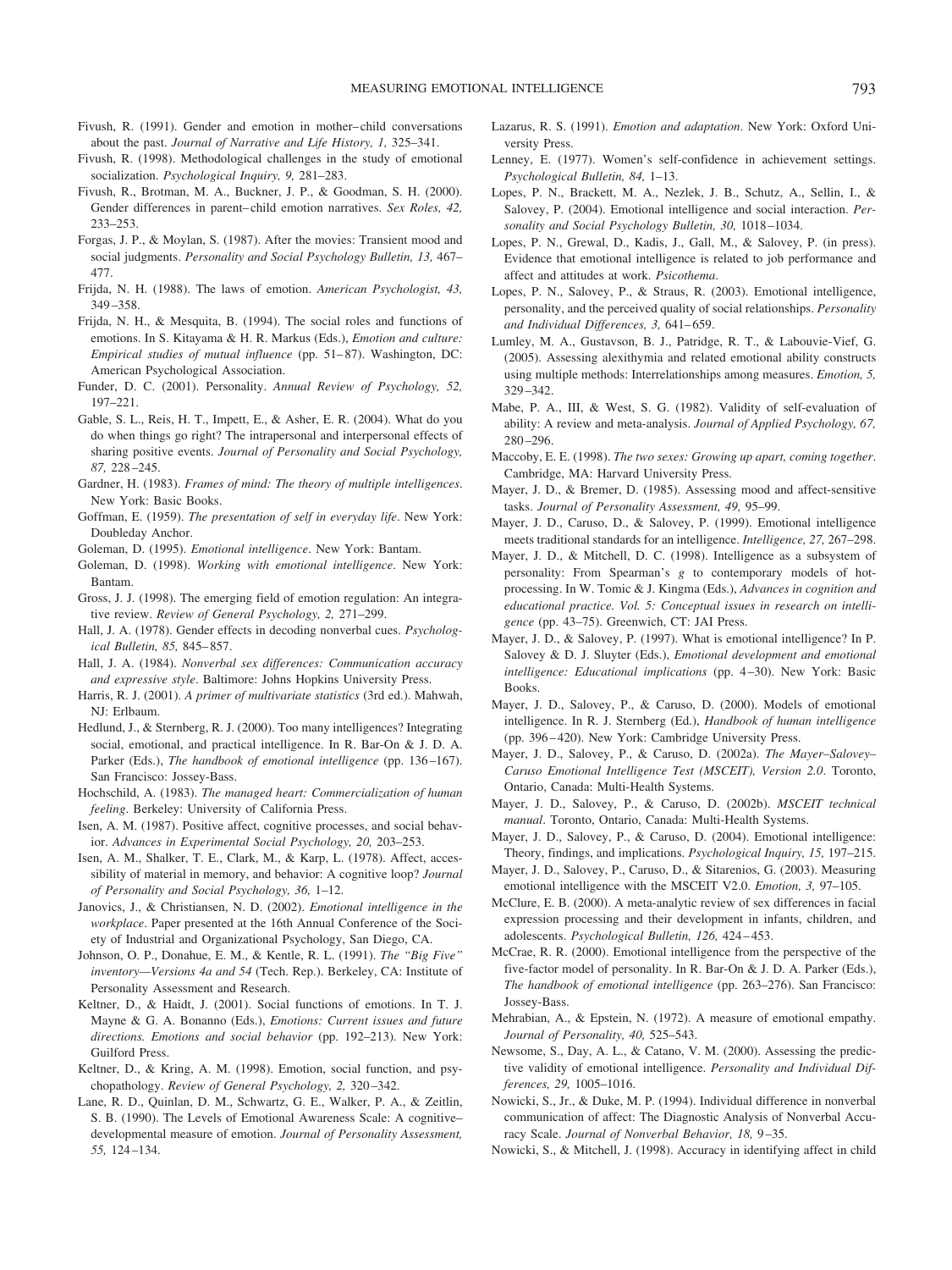Fivush, R. (1991). Gender and emotion in mother–child conversations about the past. *Journal of Narrative and Life History, 1,* 325–341.

Fivush, R. (1998). Methodological challenges in the study of emotional socialization. *Psychological Inquiry, 9,* 281–283.

Fivush, R., Brotman, M. A., Buckner, J. P., & Goodman, S. H. (2000). Gender differences in parent–child emotion narratives. *Sex Roles, 42,* 233–253.

Forgas, J. P., & Moylan, S. (1987). After the movies: Transient mood and social judgments. *Personality and Social Psychology Bulletin, 13,* 467–477.

Frijda, N. H. (1988). The laws of emotion. *American Psychologist, 43,* 349–358.

Frijda, N. H., & Mesquita, B. (1994). The social roles and functions of emotions. In S. Kitayama & H. R. Markus (Eds.), *Emotion and culture: Empirical studies of mutual influence* (pp. 51–87). Washington, DC: American Psychological Association.

Funder, D. C. (2001). Personality. *Annual Review of Psychology, 52,* 197–221.

Gable, S. L., Reis, H. T., Impett, E., & Asher, E. R. (2004). What do you do when things go right? The intrapersonal and interpersonal effects of sharing positive events. *Journal of Personality and Social Psychology, 87,* 228–245.

Gardner, H. (1983). *Frames of mind: The theory of multiple intelligences*. New York: Basic Books.

Goffman, E. (1959). *The presentation of self in everyday life*. New York: Doubleday Anchor.

Goleman, D. (1995). *Emotional intelligence*. New York: Bantam.

Goleman, D. (1998). *Working with emotional intelligence*. New York: Bantam.

Gross, J. J. (1998). The emerging field of emotion regulation: An integrative review. *Review of General Psychology, 2,* 271–299.

Hall, J. A. (1978). Gender effects in decoding nonverbal cues. *Psychological Bulletin, 85,* 845–857.

Hall, J. A. (1984). *Nonverbal sex differences: Communication accuracy and expressive style*. Baltimore: Johns Hopkins University Press.

Harris, R. J. (2001). *A primer of multivariate statistics* (3rd ed.). Mahwah, NJ: Erlbaum.

Hedlund, J., & Sternberg, R. J. (2000). Too many intelligences? Integrating social, emotional, and practical intelligence. In R. Bar-On & J. D. A. Parker (Eds.), *The handbook of emotional intelligence* (pp. 136–167). San Francisco: Jossey-Bass.

Hochschild, A. (1983). *The managed heart: Commercialization of human feeling*. Berkeley: University of California Press.

Isen, A. M. (1987). Positive affect, cognitive processes, and social behavior. *Advances in Experimental Social Psychology, 20,* 203–253.

Isen, A. M., Shalker, T. E., Clark, M., & Karp, L. (1978). Affect, accessibility of material in memory, and behavior: A cognitive loop? *Journal of Personality and Social Psychology, 36,* 1–12.

Janovics, J., & Christiansen, N. D. (2002). *Emotional intelligence in the workplace*. Paper presented at the 16th Annual Conference of the Society of Industrial and Organizational Psychology, San Diego, CA.

Johnson, O. P., Donahue, E. M., & Kentle, R. L. (1991). *The "Big Five" inventory—Versions 4a and 54* (Tech. Rep.). Berkeley, CA: Institute of Personality Assessment and Research.

Keltner, D., & Haidt, J. (2001). Social functions of emotions. In T. J. Mayne & G. A. Bonanno (Eds.), *Emotions: Current issues and future directions. Emotions and social behavior* (pp. 192–213). New York: Guilford Press.

Keltner, D., & Kring, A. M. (1998). Emotion, social function, and psychopathology. *Review of General Psychology, 2,* 320–342.

Lane, R. D., Quinlan, D. M., Schwartz, G. E., Walker, P. A., & Zeitlin, S. B. (1990). The Levels of Emotional Awareness Scale: A cognitive–developmental measure of emotion. *Journal of Personality Assessment, 55,* 124–134.

Lazarus, R. S. (1991). *Emotion and adaptation*. New York: Oxford University Press.

Lenney, E. (1977). Women's self-confidence in achievement settings. *Psychological Bulletin, 84,* 1–13.

Lopes, P. N., Brackett, M. A., Nezlek, J. B., Schutz, A., Sellin, I., & Salovey, P. (2004). Emotional intelligence and social interaction. *Personality and Social Psychology Bulletin, 30,* 1018–1034.

Lopes, P. N., Grewal, D., Kadis, J., Gall, M., & Salovey, P. (in press). Evidence that emotional intelligence is related to job performance and affect and attitudes at work. *Psicothema*.

Lopes, P. N., Salovey, P., & Straus, R. (2003). Emotional intelligence, personality, and the perceived quality of social relationships. *Personality and Individual Differences, 3,* 641–659.

Lumley, M. A., Gustavson, B. J., Patridge, R. T., & Labouvie-Vief, G. (2005). Assessing alexithymia and related emotional ability constructs using multiple methods: Interrelationships among measures. *Emotion, 5,* 329–342.

Mabe, P. A., III, & West, S. G. (1982). Validity of self-evaluation of ability: A review and meta-analysis. *Journal of Applied Psychology, 67,* 280–296.

Maccoby, E. E. (1998). *The two sexes: Growing up apart, coming together*. Cambridge, MA: Harvard University Press.

Mayer, J. D., & Bremer, D. (1985). Assessing mood and affect-sensitive tasks. *Journal of Personality Assessment, 49,* 95–99.

Mayer, J. D., Caruso, D., & Salovey, P. (1999). Emotional intelligence meets traditional standards for an intelligence. *Intelligence, 27,* 267–298.

Mayer, J. D., & Mitchell, D. C. (1998). Intelligence as a subsystem of personality: From Spearman's *g* to contemporary models of hot-processing. In W. Tomic & J. Kingma (Eds.), *Advances in cognition and educational practice. Vol. 5: Conceptual issues in research on intelligence* (pp. 43–75). Greenwich, CT: JAI Press.

Mayer, J. D., & Salovey, P. (1997). What is emotional intelligence? In P. Salovey & D. J. Sluyter (Eds.), *Emotional development and emotional intelligence: Educational implications* (pp. 4–30). New York: Basic Books.

Mayer, J. D., Salovey, P., & Caruso, D. (2000). Models of emotional intelligence. In R. J. Sternberg (Ed.), *Handbook of human intelligence* (pp. 396–420). New York: Cambridge University Press.

Mayer, J. D., Salovey, P., & Caruso, D. (2002a). *The Mayer–Salovey–Caruso Emotional Intelligence Test (MSCEIT), Version 2.0*. Toronto, Ontario, Canada: Multi-Health Systems.

Mayer, J. D., Salovey, P., & Caruso, D. (2002b). *MSCEIT technical manual*. Toronto, Ontario, Canada: Multi-Health Systems.

Mayer, J. D., Salovey, P., & Caruso, D. (2004). Emotional intelligence: Theory, findings, and implications. *Psychological Inquiry, 15,* 197–215.

Mayer, J. D., Salovey, P., Caruso, D., & Sitarenios, G. (2003). Measuring emotional intelligence with the MSCEIT V2.0. *Emotion, 3,* 97–105.

McClure, E. B. (2000). A meta-analytic review of sex differences in facial expression processing and their development in infants, children, and adolescents. *Psychological Bulletin, 126,* 424–453.

McCrae, R. R. (2000). Emotional intelligence from the perspective of the five-factor model of personality. In R. Bar-On & J. D. A. Parker (Eds.), *The handbook of emotional intelligence* (pp. 263–276). San Francisco: Jossey-Bass.

Mehrabian, A., & Epstein, N. (1972). A measure of emotional empathy. *Journal of Personality, 40,* 525–543.

Newsome, S., Day, A. L., & Catano, V. M. (2000). Assessing the predictive validity of emotional intelligence. *Personality and Individual Differences, 29,* 1005–1016.

Nowicki, S., Jr., & Duke, M. P. (1994). Individual difference in nonverbal communication of affect: The Diagnostic Analysis of Nonverbal Accuracy Scale. *Journal of Nonverbal Behavior, 18,* 9–35.

Nowicki, S., & Mitchell, J. (1998). Accuracy in identifying affect in child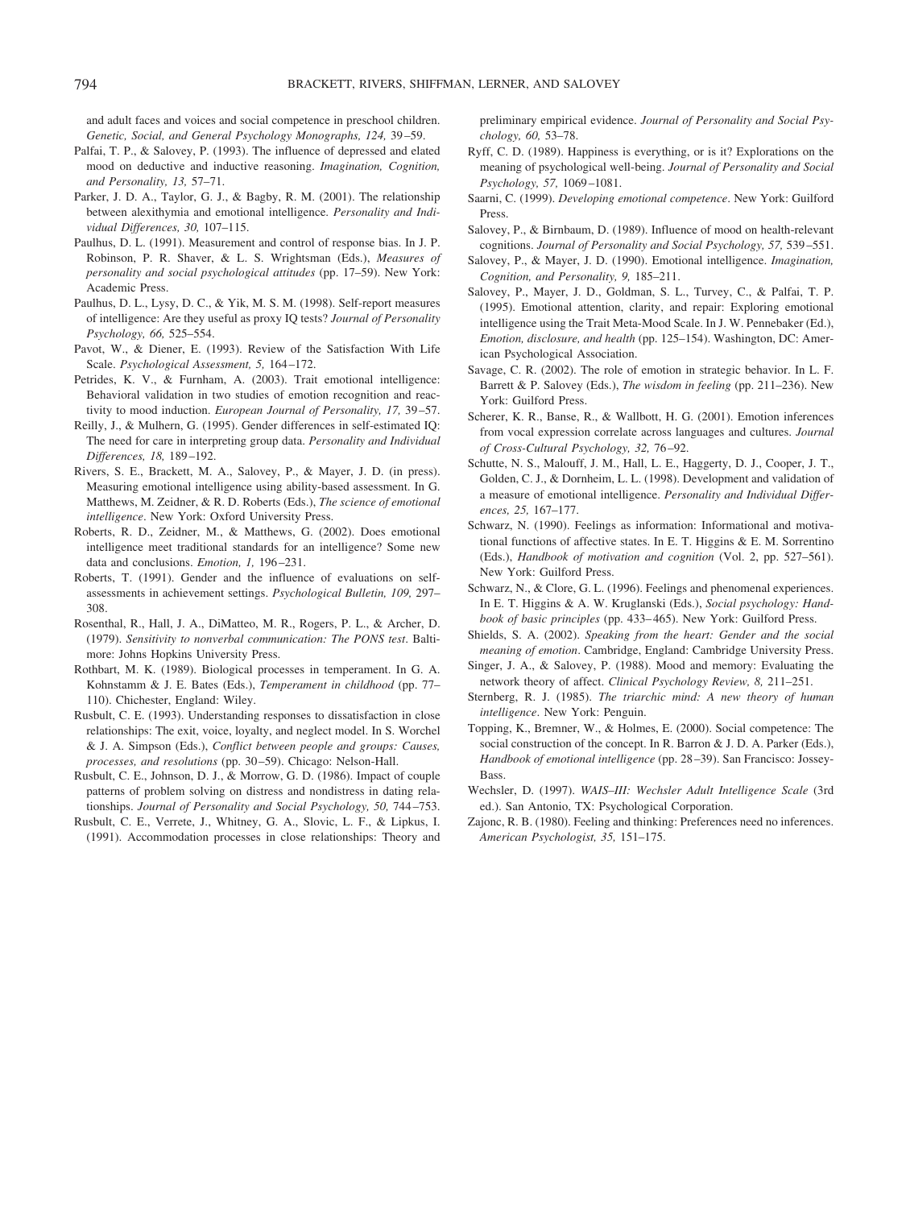and adult faces and voices and social competence in preschool children. *Genetic, Social, and General Psychology Monographs, 124,* 39–59.

Palfai, T. P., & Salovey, P. (1993). The influence of depressed and elated mood on deductive and inductive reasoning. *Imagination, Cognition, and Personality, 13,* 57–71.

Parker, J. D. A., Taylor, G. J., & Bagby, R. M. (2001). The relationship between alexithymia and emotional intelligence. *Personality and Individual Differences, 30,* 107–115.

Paulhus, D. L. (1991). Measurement and control of response bias. In J. P. Robinson, P. R. Shaver, & L. S. Wrightsman (Eds.), *Measures of personality and social psychological attitudes* (pp. 17–59). New York: Academic Press.

Paulhus, D. L., Lysy, D. C., & Yik, M. S. M. (1998). Self-report measures of intelligence: Are they useful as proxy IQ tests? *Journal of Personality Psychology, 66,* 525–554.

Pavot, W., & Diener, E. (1993). Review of the Satisfaction With Life Scale. *Psychological Assessment, 5,* 164–172.

Petrides, K. V., & Furnham, A. (2003). Trait emotional intelligence: Behavioral validation in two studies of emotion recognition and reactivity to mood induction. *European Journal of Personality, 17,* 39–57.

Reilly, J., & Mulhern, G. (1995). Gender differences in self-estimated IQ: The need for care in interpreting group data. *Personality and Individual Differences, 18,* 189–192.

Rivers, S. E., Brackett, M. A., Salovey, P., & Mayer, J. D. (in press). Measuring emotional intelligence using ability-based assessment. In G. Matthews, M. Zeidner, & R. D. Roberts (Eds.), *The science of emotional intelligence*. New York: Oxford University Press.

Roberts, R. D., Zeidner, M., & Matthews, G. (2002). Does emotional intelligence meet traditional standards for an intelligence? Some new data and conclusions. *Emotion, 1,* 196–231.

Roberts, T. (1991). Gender and the influence of evaluations on self-assessments in achievement settings. *Psychological Bulletin, 109,* 297–308.

Rosenthal, R., Hall, J. A., DiMatteo, M. R., Rogers, P. L., & Archer, D. (1979). *Sensitivity to nonverbal communication: The PONS test*. Baltimore: Johns Hopkins University Press.

Rothbart, M. K. (1989). Biological processes in temperament. In G. A. Kohnstamm & J. E. Bates (Eds.), *Temperament in childhood* (pp. 77–110). Chichester, England: Wiley.

Rusbult, C. E. (1993). Understanding responses to dissatisfaction in close relationships: The exit, voice, loyalty, and neglect model. In S. Worchel & J. A. Simpson (Eds.), *Conflict between people and groups: Causes, processes, and resolutions* (pp. 30–59). Chicago: Nelson-Hall.

Rusbult, C. E., Johnson, D. J., & Morrow, G. D. (1986). Impact of couple patterns of problem solving on distress and nondistress in dating relationships. *Journal of Personality and Social Psychology, 50,* 744–753.

Rusbult, C. E., Verrete, J., Whitney, G. A., Slovic, L. F., & Lipkus, I. (1991). Accommodation processes in close relationships: Theory and preliminary empirical evidence. *Journal of Personality and Social Psychology, 60,* 53–78.

Ryff, C. D. (1989). Happiness is everything, or is it? Explorations on the meaning of psychological well-being. *Journal of Personality and Social Psychology, 57,* 1069–1081.

Saarni, C. (1999). *Developing emotional competence*. New York: Guilford Press.

Salovey, P., & Birnbaum, D. (1989). Influence of mood on health-relevant cognitions. *Journal of Personality and Social Psychology, 57,* 539–551.

Salovey, P., & Mayer, J. D. (1990). Emotional intelligence. *Imagination, Cognition, and Personality, 9,* 185–211.

Salovey, P., Mayer, J. D., Goldman, S. L., Turvey, C., & Palfai, T. P. (1995). Emotional attention, clarity, and repair: Exploring emotional intelligence using the Trait Meta-Mood Scale. In J. W. Pennebaker (Ed.), *Emotion, disclosure, and health* (pp. 125–154). Washington, DC: American Psychological Association.

Savage, C. R. (2002). The role of emotion in strategic behavior. In L. F. Barrett & P. Salovey (Eds.), *The wisdom in feeling* (pp. 211–236). New York: Guilford Press.

Scherer, K. R., Banse, R., & Wallbott, H. G. (2001). Emotion inferences from vocal expression correlate across languages and cultures. *Journal of Cross-Cultural Psychology, 32,* 76–92.

Schutte, N. S., Malouff, J. M., Hall, L. E., Haggerty, D. J., Cooper, J. T., Golden, C. J., & Dornheim, L. L. (1998). Development and validation of a measure of emotional intelligence. *Personality and Individual Differences, 25,* 167–177.

Schwarz, N. (1990). Feelings as information: Informational and motivational functions of affective states. In E. T. Higgins & E. M. Sorrentino (Eds.), *Handbook of motivation and cognition* (Vol. 2, pp. 527–561). New York: Guilford Press.

Schwarz, N., & Clore, G. L. (1996). Feelings and phenomenal experiences. In E. T. Higgins & A. W. Kruglanski (Eds.), *Social psychology: Handbook of basic principles* (pp. 433–465). New York: Guilford Press.

Shields, S. A. (2002). *Speaking from the heart: Gender and the social meaning of emotion*. Cambridge, England: Cambridge University Press.

Singer, J. A., & Salovey, P. (1988). Mood and memory: Evaluating the network theory of affect. *Clinical Psychology Review, 8,* 211–251.

Sternberg, R. J. (1985). *The triarchic mind: A new theory of human intelligence*. New York: Penguin.

Topping, K., Bremner, W., & Holmes, E. (2000). Social competence: The social construction of the concept. In R. Barron & J. D. A. Parker (Eds.), *Handbook of emotional intelligence* (pp. 28–39). San Francisco: Jossey-Bass.

Wechsler, D. (1997). *WAIS–III: Wechsler Adult Intelligence Scale* (3rd ed.). San Antonio, TX: Psychological Corporation.

Zajonc, R. B. (1980). Feeling and thinking: Preferences need no inferences. *American Psychologist, 35,* 151–175.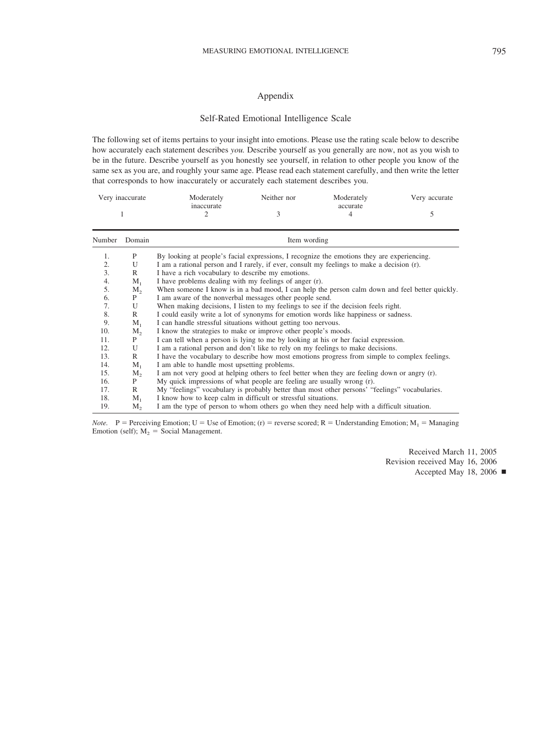## Appendix

### Self-Rated Emotional Intelligence Scale

The following set of items pertains to your insight into emotions. Please use the rating scale below to describe how accurately each statement describes *you.* Describe yourself as you generally are now, not as you wish to be in the future. Describe yourself as you honestly see yourself, in relation to other people you know of the same sex as you are, and roughly your same age. Please read each statement carefully, and then write the letter that corresponds to how inaccurately or accurately each statement describes you.

| Very inaccurate | Moderately inaccurate | Neither nor | Moderately accurate | Very accurate |
|---|---|---|---|---|
| 1 | 2 | 3 | 4 | 5 |

| Number | Domain | Item wording |
|---|---|---|
| 1. | P | By looking at people's facial expressions, I recognize the emotions they are experiencing. |
| 2. | U | I am a rational person and I rarely, if ever, consult my feelings to make a decision (r). |
| 3. | R | I have a rich vocabulary to describe my emotions. |
| 4. | $M_1$ | I have problems dealing with my feelings of anger (r). |
| 5. | $M_2$ | When someone I know is in a bad mood, I can help the person calm down and feel better quickly. |
| 6. | P | I am aware of the nonverbal messages other people send. |
| 7. | U | When making decisions, I listen to my feelings to see if the decision feels right. |
| 8. | R | I could easily write a lot of synonyms for emotion words like happiness or sadness. |
| 9. | $M_1$ | I can handle stressful situations without getting too nervous. |
| 10. | $M_2$ | I know the strategies to make or improve other people's moods. |
| 11. | P | I can tell when a person is lying to me by looking at his or her facial expression. |
| 12. | U | I am a rational person and don't like to rely on my feelings to make decisions. |
| 13. | R | I have the vocabulary to describe how most emotions progress from simple to complex feelings. |
| 14. | $M_1$ | I am able to handle most upsetting problems. |
| 15. | $M_2$ | I am not very good at helping others to feel better when they are feeling down or angry (r). |
| 16. | P | My quick impressions of what people are feeling are usually wrong (r). |
| 17. | R | My "feelings" vocabulary is probably better than most other persons' "feelings" vocabularies. |
| 18. | $M_1$ | I know how to keep calm in difficult or stressful situations. |
| 19. | $M_2$ | I am the type of person to whom others go when they need help with a difficult situation. |

*Note.* P = Perceiving Emotion; U = Use of Emotion; (r) = reverse scored; R = Understanding Emotion; $M_1$ = Managing Emotion (self); $M_2$ = Social Management.

Received March 11, 2005
Revision received May 16, 2006
Accepted May 18, 2006 ■